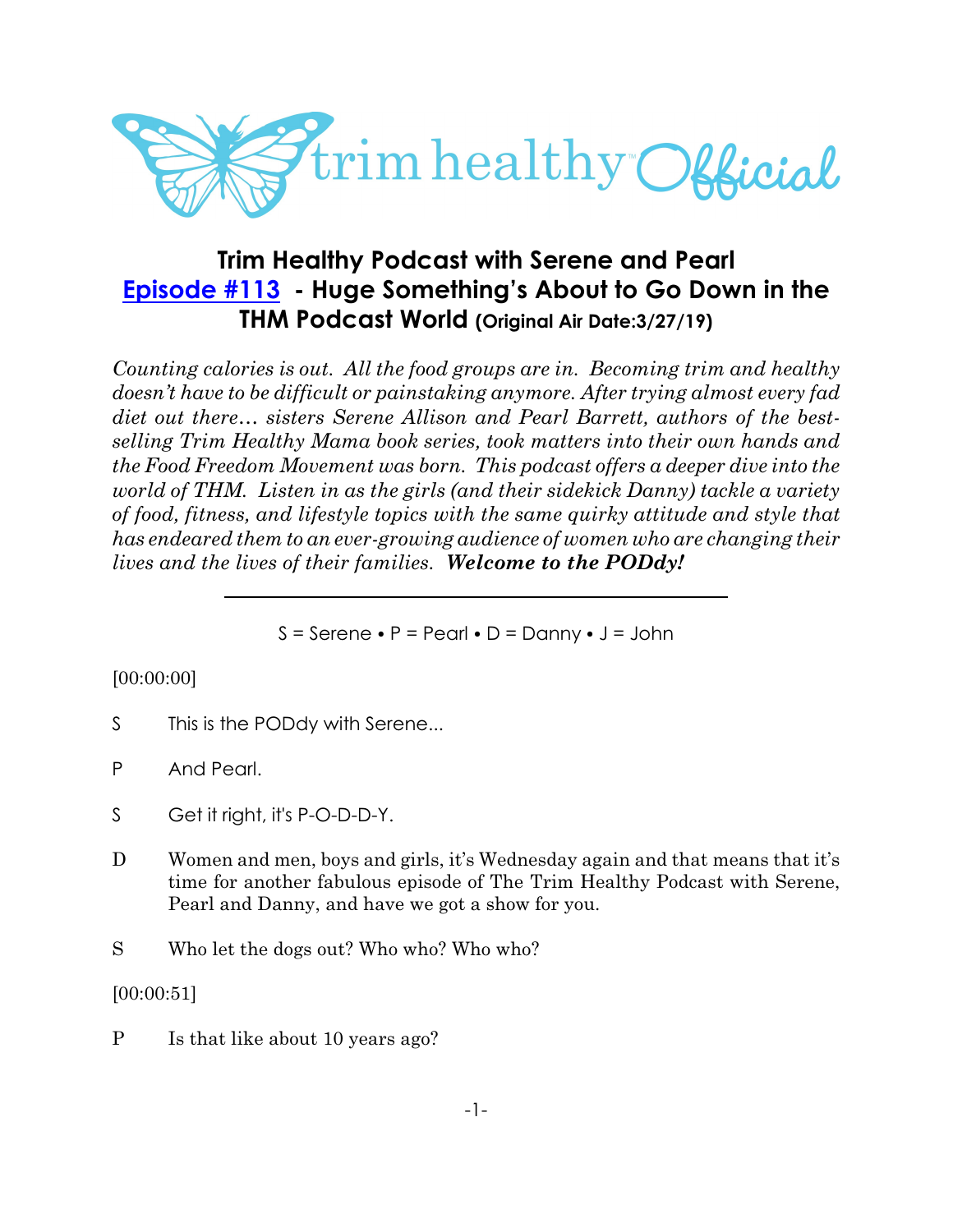trim healthy Official

# Trim Healthy Podcast with Serene and Pearl

## Episode #113 - Huge Something's About to Go Down in the THM Podcast World (Original Air Date:3/27/19)

*Counting calories is out. All the food groups are in. Becoming trim and healthy doesn't have to be difficult or painstaking anymore. After trying almost every fad diet out there… sisters Serene Allison and Pearl Barrett, authors of the best-selling Trim Healthy Mama book series, took matters into their own hands and the Food Freedom Movement was born. This podcast offers a deeper dive into the world of THM. Listen in as the girls (and their sidekick Danny) tackle a variety of food, fitness, and lifestyle topics with the same quirky attitude and style that has endeared them to an ever-growing audience of women who are changing their lives and the lives of their families.* ***Welcome to the PODdy!***

---

S = Serene • P = Pearl • D = Danny • J = John

[00:00:00]

S This is the PODdy with Serene...

P And Pearl.

S Get it right, it's P-O-D-D-Y.

D Women and men, boys and girls, it's Wednesday again and that means that it's time for another fabulous episode of The Trim Healthy Podcast with Serene, Pearl and Danny, and have we got a show for you.

S Who let the dogs out? Who who? Who who?

[00:00:51]

P Is that like about 10 years ago?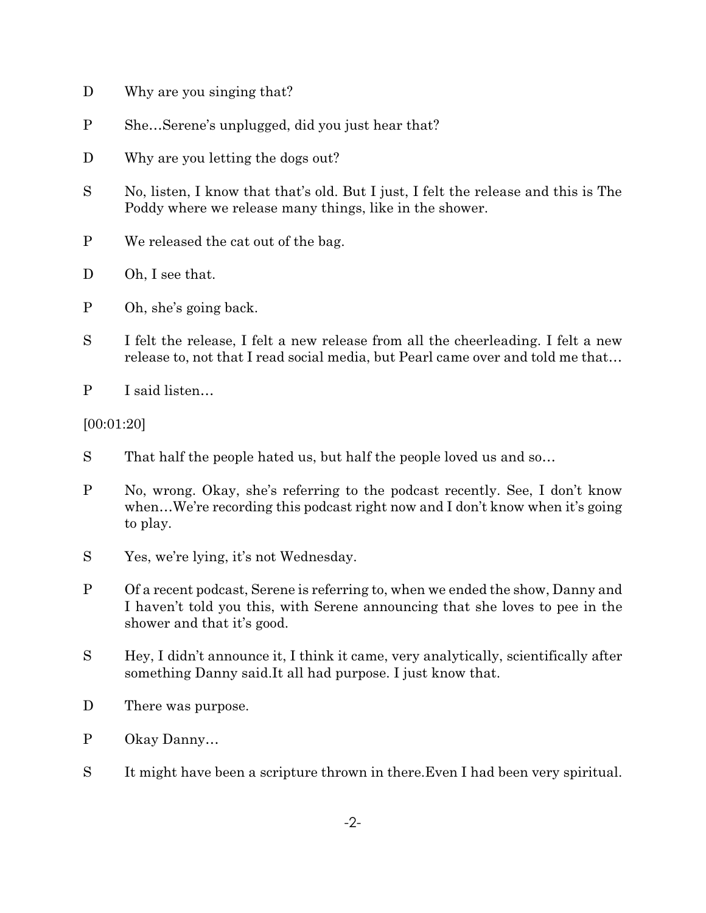D Why are you singing that?

P She…Serene's unplugged, did you just hear that?

D Why are you letting the dogs out?

S No, listen, I know that that's old. But I just, I felt the release and this is The Poddy where we release many things, like in the shower.

P We released the cat out of the bag.

D Oh, I see that.

P Oh, she's going back.

S I felt the release, I felt a new release from all the cheerleading. I felt a new release to, not that I read social media, but Pearl came over and told me that…

P I said listen…

[00:01:20]

S That half the people hated us, but half the people loved us and so…

P No, wrong. Okay, she's referring to the podcast recently. See, I don't know when…We're recording this podcast right now and I don't know when it's going to play.

S Yes, we're lying, it's not Wednesday.

P Of a recent podcast, Serene is referring to, when we ended the show, Danny and I haven't told you this, with Serene announcing that she loves to pee in the shower and that it's good.

S Hey, I didn't announce it, I think it came, very analytically, scientifically after something Danny said.It all had purpose. I just know that.

D There was purpose.

P Okay Danny…

S It might have been a scripture thrown in there.Even I had been very spiritual.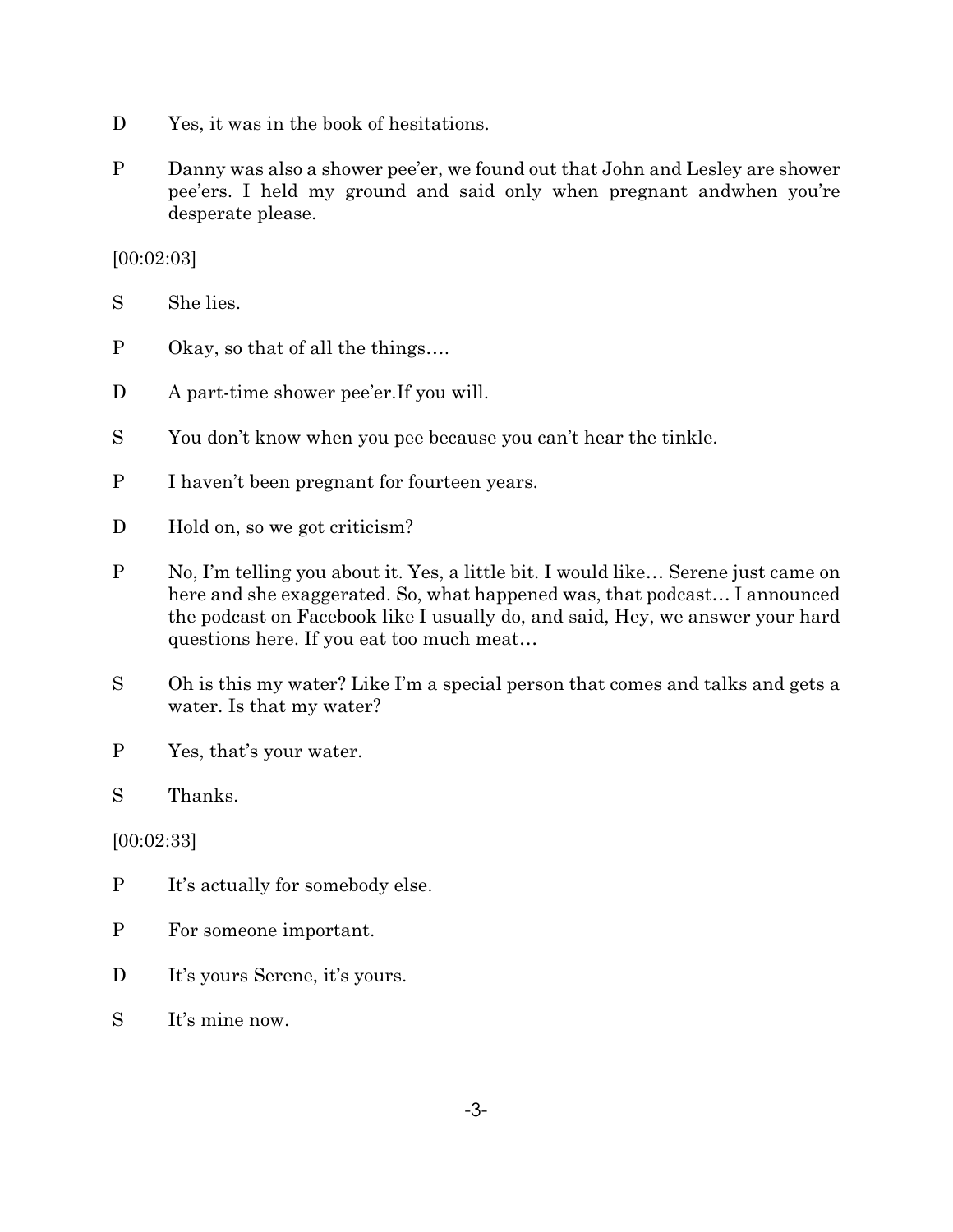D Yes, it was in the book of hesitations.

P Danny was also a shower pee'er, we found out that John and Lesley are shower pee'ers. I held my ground and said only when pregnant andwhen you're desperate please.

[00:02:03]

S She lies.

P Okay, so that of all the things….

D A part-time shower pee'er.If you will.

S You don't know when you pee because you can't hear the tinkle.

P I haven't been pregnant for fourteen years.

D Hold on, so we got criticism?

P No, I'm telling you about it. Yes, a little bit. I would like… Serene just came on here and she exaggerated. So, what happened was, that podcast… I announced the podcast on Facebook like I usually do, and said, Hey, we answer your hard questions here. If you eat too much meat…

S Oh is this my water? Like I'm a special person that comes and talks and gets a water. Is that my water?

P Yes, that's your water.

S Thanks.

[00:02:33]

P It's actually for somebody else.

P For someone important.

D It's yours Serene, it's yours.

S It's mine now.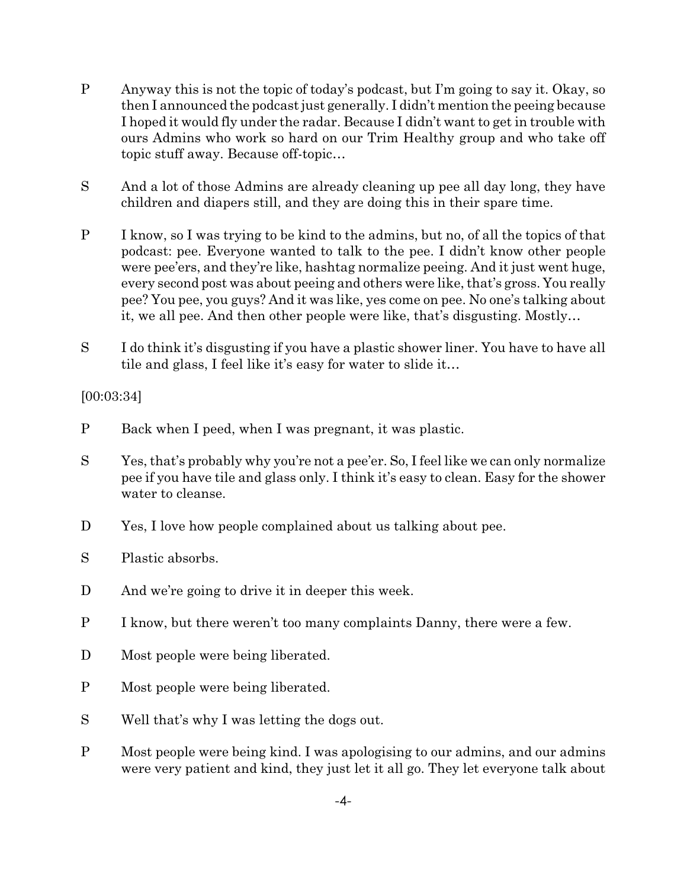P Anyway this is not the topic of today's podcast, but I'm going to say it. Okay, so then I announced the podcast just generally. I didn't mention the peeing because I hoped it would fly under the radar. Because I didn't want to get in trouble with ours Admins who work so hard on our Trim Healthy group and who take off topic stuff away. Because off-topic…

S And a lot of those Admins are already cleaning up pee all day long, they have children and diapers still, and they are doing this in their spare time.

P I know, so I was trying to be kind to the admins, but no, of all the topics of that podcast: pee. Everyone wanted to talk to the pee. I didn't know other people were pee'ers, and they're like, hashtag normalize peeing. And it just went huge, every second post was about peeing and others were like, that's gross. You really pee? You pee, you guys? And it was like, yes come on pee. No one's talking about it, we all pee. And then other people were like, that's disgusting. Mostly…

S I do think it's disgusting if you have a plastic shower liner. You have to have all tile and glass, I feel like it's easy for water to slide it…

[00:03:34]

P Back when I peed, when I was pregnant, it was plastic.

S Yes, that's probably why you're not a pee'er. So, I feel like we can only normalize pee if you have tile and glass only. I think it's easy to clean. Easy for the shower water to cleanse.

D Yes, I love how people complained about us talking about pee.

S Plastic absorbs.

D And we're going to drive it in deeper this week.

P I know, but there weren't too many complaints Danny, there were a few.

D Most people were being liberated.

P Most people were being liberated.

S Well that's why I was letting the dogs out.

P Most people were being kind. I was apologising to our admins, and our admins were very patient and kind, they just let it all go. They let everyone talk about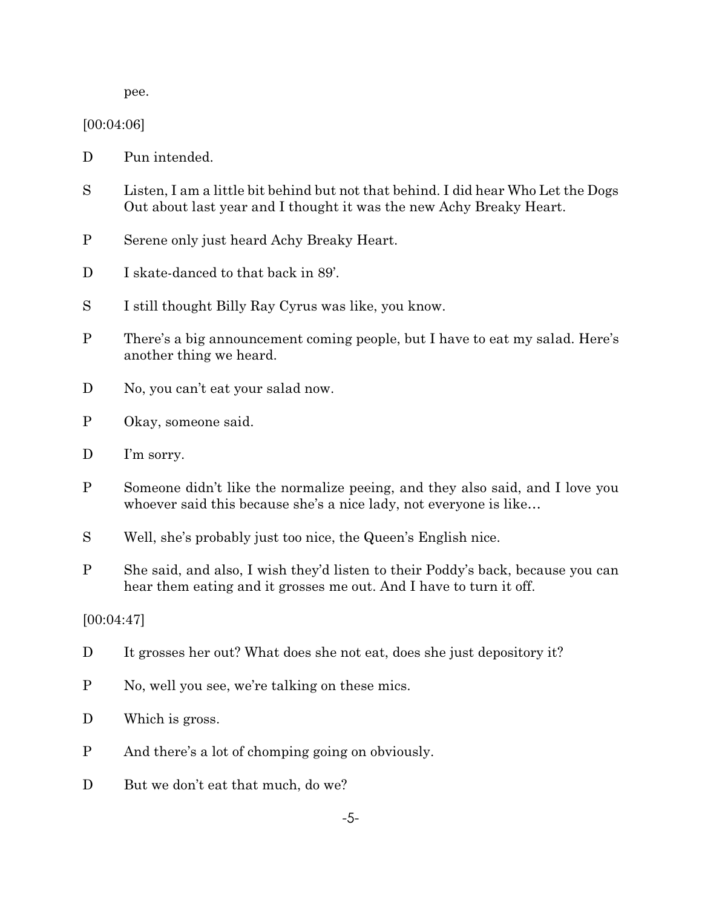pee.

[00:04:06]

D Pun intended.

S Listen, I am a little bit behind but not that behind. I did hear Who Let the Dogs Out about last year and I thought it was the new Achy Breaky Heart.

P Serene only just heard Achy Breaky Heart.

D I skate-danced to that back in 89'.

S I still thought Billy Ray Cyrus was like, you know.

P There's a big announcement coming people, but I have to eat my salad. Here's another thing we heard.

D No, you can't eat your salad now.

P Okay, someone said.

D I'm sorry.

P Someone didn't like the normalize peeing, and they also said, and I love you whoever said this because she's a nice lady, not everyone is like…

S Well, she's probably just too nice, the Queen's English nice.

P She said, and also, I wish they'd listen to their Poddy's back, because you can hear them eating and it grosses me out. And I have to turn it off.

[00:04:47]

D It grosses her out? What does she not eat, does she just depository it?

P No, well you see, we're talking on these mics.

D Which is gross.

P And there's a lot of chomping going on obviously.

D But we don't eat that much, do we?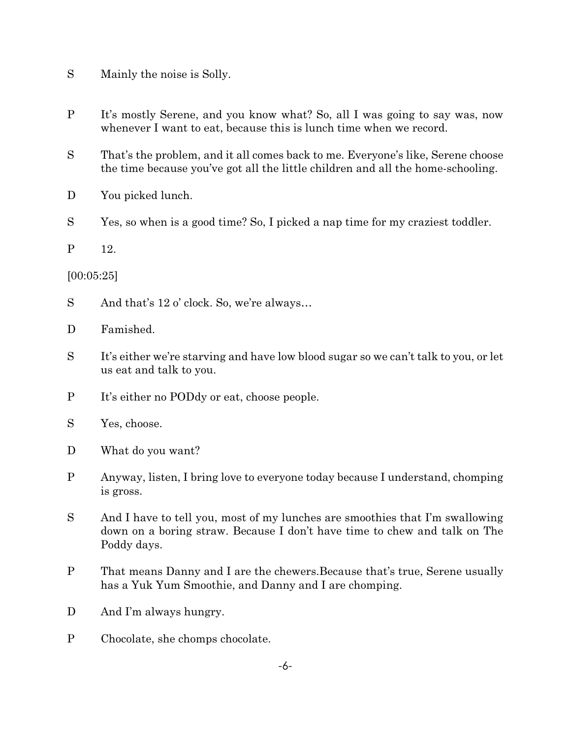S Mainly the noise is Solly.

P It's mostly Serene, and you know what? So, all I was going to say was, now whenever I want to eat, because this is lunch time when we record.

S That's the problem, and it all comes back to me. Everyone's like, Serene choose the time because you've got all the little children and all the home-schooling.

D You picked lunch.

S Yes, so when is a good time? So, I picked a nap time for my craziest toddler.

P 12.

[00:05:25]

S And that's 12 o' clock. So, we're always…

D Famished.

S It's either we're starving and have low blood sugar so we can't talk to you, or let us eat and talk to you.

P It's either no PODdy or eat, choose people.

S Yes, choose.

D What do you want?

P Anyway, listen, I bring love to everyone today because I understand, chomping is gross.

S And I have to tell you, most of my lunches are smoothies that I'm swallowing down on a boring straw. Because I don't have time to chew and talk on The Poddy days.

P That means Danny and I are the chewers.Because that's true, Serene usually has a Yuk Yum Smoothie, and Danny and I are chomping.

D And I'm always hungry.

P Chocolate, she chomps chocolate.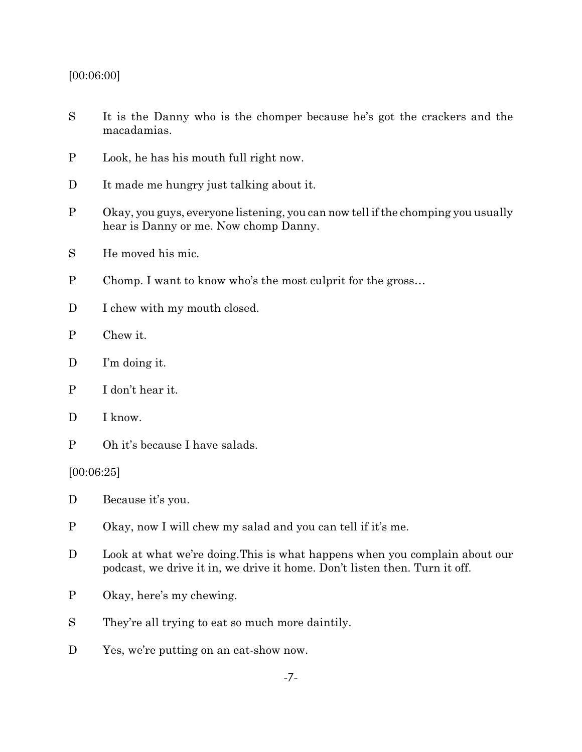[00:06:00]

S It is the Danny who is the chomper because he's got the crackers and the macadamias.

P Look, he has his mouth full right now.

D It made me hungry just talking about it.

P Okay, you guys, everyone listening, you can now tell if the chomping you usually hear is Danny or me. Now chomp Danny.

S He moved his mic.

P Chomp. I want to know who's the most culprit for the gross…

D I chew with my mouth closed.

P Chew it.

D I'm doing it.

P I don't hear it.

D I know.

P Oh it's because I have salads.

[00:06:25]

D Because it's you.

P Okay, now I will chew my salad and you can tell if it's me.

D Look at what we're doing.This is what happens when you complain about our podcast, we drive it in, we drive it home. Don't listen then. Turn it off.

P Okay, here's my chewing.

S They're all trying to eat so much more daintily.

D Yes, we're putting on an eat-show now.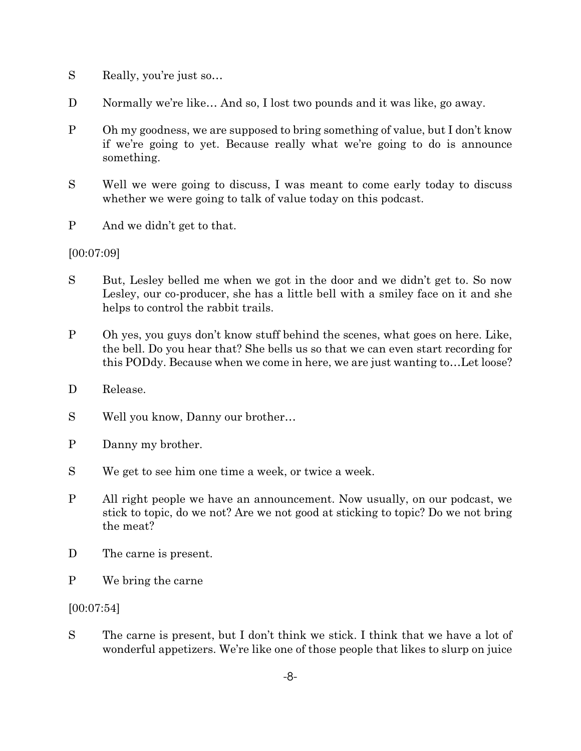S Really, you're just so…

D Normally we're like… And so, I lost two pounds and it was like, go away.

P Oh my goodness, we are supposed to bring something of value, but I don't know if we're going to yet. Because really what we're going to do is announce something.

S Well we were going to discuss, I was meant to come early today to discuss whether we were going to talk of value today on this podcast.

P And we didn't get to that.

[00:07:09]

S But, Lesley belled me when we got in the door and we didn't get to. So now Lesley, our co-producer, she has a little bell with a smiley face on it and she helps to control the rabbit trails.

P Oh yes, you guys don't know stuff behind the scenes, what goes on here. Like, the bell. Do you hear that? She bells us so that we can even start recording for this PODdy. Because when we come in here, we are just wanting to…Let loose?

D Release.

S Well you know, Danny our brother…

P Danny my brother.

S We get to see him one time a week, or twice a week.

P All right people we have an announcement. Now usually, on our podcast, we stick to topic, do we not? Are we not good at sticking to topic? Do we not bring the meat?

D The carne is present.

P We bring the carne

[00:07:54]

S The carne is present, but I don't think we stick. I think that we have a lot of wonderful appetizers. We're like one of those people that likes to slurp on juice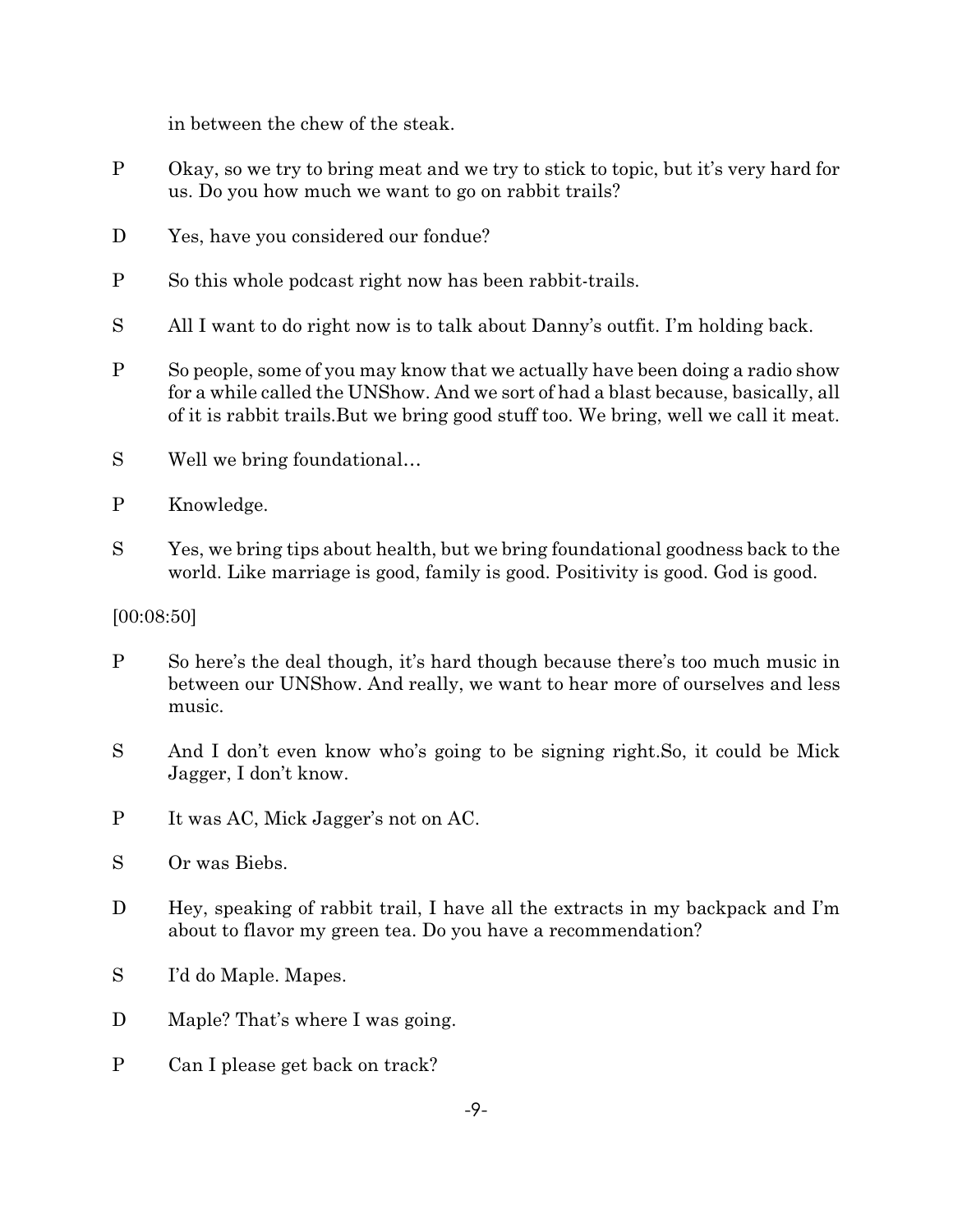in between the chew of the steak.

P Okay, so we try to bring meat and we try to stick to topic, but it's very hard for us. Do you how much we want to go on rabbit trails?

D Yes, have you considered our fondue?

P So this whole podcast right now has been rabbit-trails.

S All I want to do right now is to talk about Danny's outfit. I'm holding back.

P So people, some of you may know that we actually have been doing a radio show for a while called the UNShow. And we sort of had a blast because, basically, all of it is rabbit trails.But we bring good stuff too. We bring, well we call it meat.

S Well we bring foundational…

P Knowledge.

S Yes, we bring tips about health, but we bring foundational goodness back to the world. Like marriage is good, family is good. Positivity is good. God is good.

[00:08:50]

P So here's the deal though, it's hard though because there's too much music in between our UNShow. And really, we want to hear more of ourselves and less music.

S And I don't even know who's going to be signing right.So, it could be Mick Jagger, I don't know.

P It was AC, Mick Jagger's not on AC.

S Or was Biebs.

D Hey, speaking of rabbit trail, I have all the extracts in my backpack and I'm about to flavor my green tea. Do you have a recommendation?

S I'd do Maple. Mapes.

D Maple? That's where I was going.

P Can I please get back on track?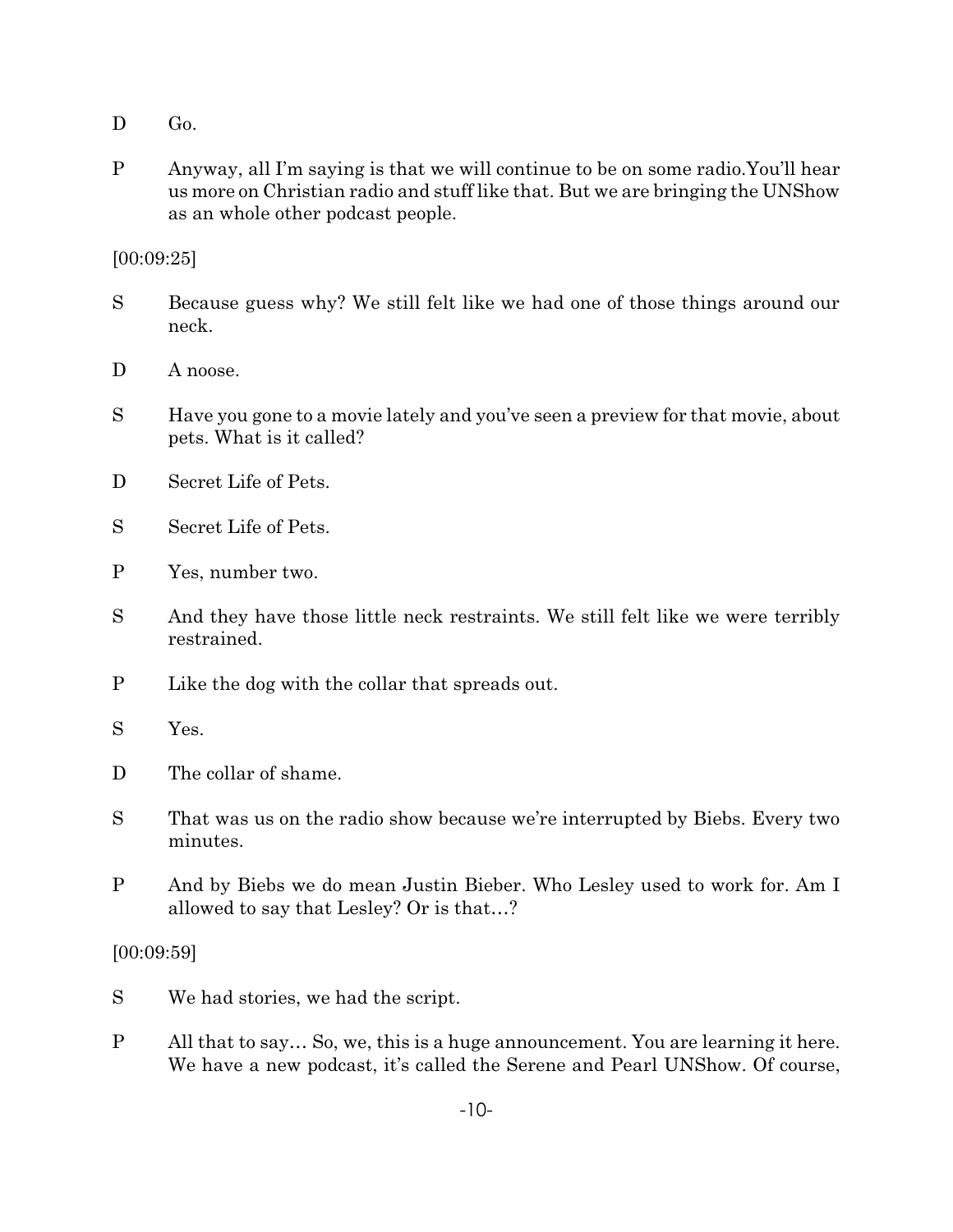D Go.

P Anyway, all I'm saying is that we will continue to be on some radio.You'll hear us more on Christian radio and stuff like that. But we are bringing the UNShow as an whole other podcast people.

[00:09:25]

S Because guess why? We still felt like we had one of those things around our neck.

D A noose.

S Have you gone to a movie lately and you've seen a preview for that movie, about pets. What is it called?

D Secret Life of Pets.

S Secret Life of Pets.

P Yes, number two.

S And they have those little neck restraints. We still felt like we were terribly restrained.

P Like the dog with the collar that spreads out.

S Yes.

D The collar of shame.

S That was us on the radio show because we're interrupted by Biebs. Every two minutes.

P And by Biebs we do mean Justin Bieber. Who Lesley used to work for. Am I allowed to say that Lesley? Or is that…?

[00:09:59]

S We had stories, we had the script.

P All that to say… So, we, this is a huge announcement. You are learning it here. We have a new podcast, it's called the Serene and Pearl UNShow. Of course,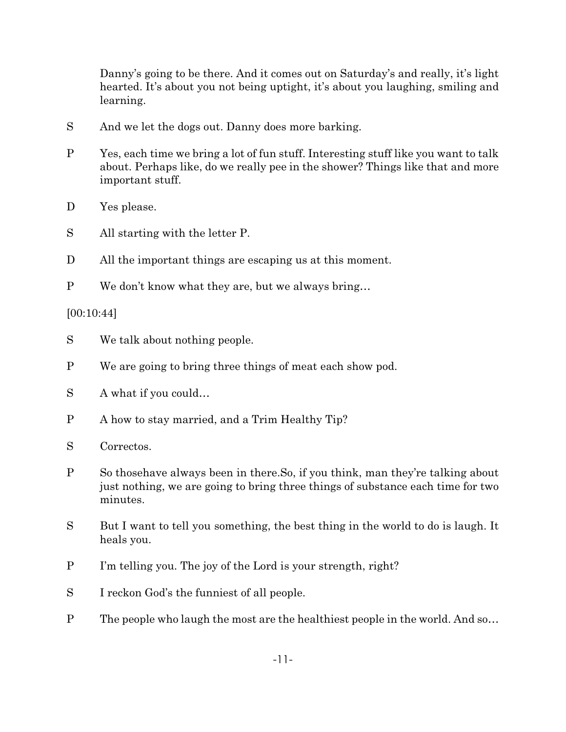Danny's going to be there. And it comes out on Saturday's and really, it's light hearted. It's about you not being uptight, it's about you laughing, smiling and learning.

S And we let the dogs out. Danny does more barking.

P Yes, each time we bring a lot of fun stuff. Interesting stuff like you want to talk about. Perhaps like, do we really pee in the shower? Things like that and more important stuff.

D Yes please.

S All starting with the letter P.

D All the important things are escaping us at this moment.

P We don't know what they are, but we always bring…

[00:10:44]

S We talk about nothing people.

P We are going to bring three things of meat each show pod.

S A what if you could…

P A how to stay married, and a Trim Healthy Tip?

S Correctos.

P So thosehave always been in there.So, if you think, man they're talking about just nothing, we are going to bring three things of substance each time for two minutes.

S But I want to tell you something, the best thing in the world to do is laugh. It heals you.

P I'm telling you. The joy of the Lord is your strength, right?

S I reckon God's the funniest of all people.

P The people who laugh the most are the healthiest people in the world. And so…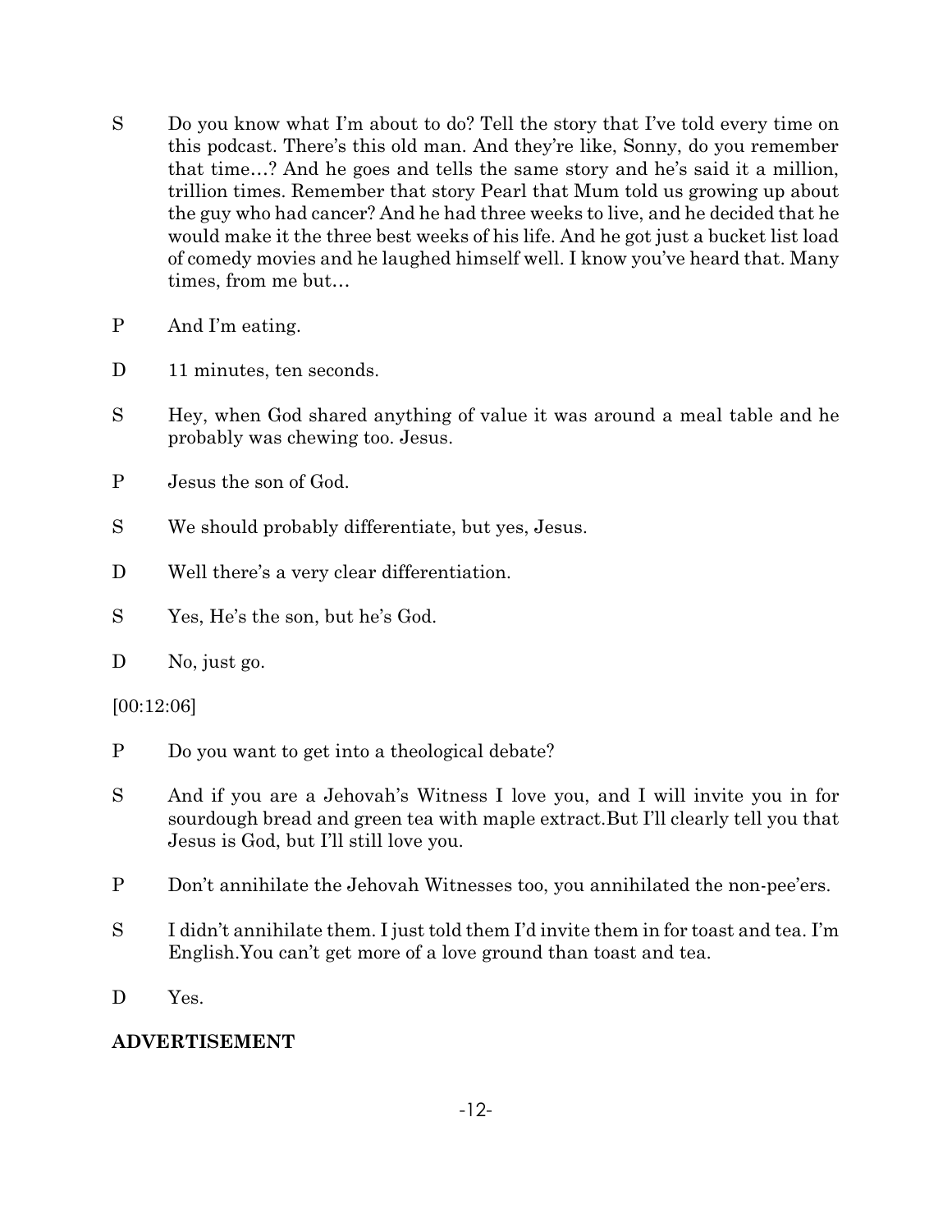S Do you know what I'm about to do? Tell the story that I've told every time on this podcast. There's this old man. And they're like, Sonny, do you remember that time…? And he goes and tells the same story and he's said it a million, trillion times. Remember that story Pearl that Mum told us growing up about the guy who had cancer? And he had three weeks to live, and he decided that he would make it the three best weeks of his life. And he got just a bucket list load of comedy movies and he laughed himself well. I know you've heard that. Many times, from me but…

P And I'm eating.

D 11 minutes, ten seconds.

S Hey, when God shared anything of value it was around a meal table and he probably was chewing too. Jesus.

P Jesus the son of God.

S We should probably differentiate, but yes, Jesus.

D Well there's a very clear differentiation.

S Yes, He's the son, but he's God.

D No, just go.

[00:12:06]

P Do you want to get into a theological debate?

S And if you are a Jehovah's Witness I love you, and I will invite you in for sourdough bread and green tea with maple extract.But I'll clearly tell you that Jesus is God, but I'll still love you.

P Don't annihilate the Jehovah Witnesses too, you annihilated the non-pee'ers.

S I didn't annihilate them. I just told them I'd invite them in for toast and tea. I'm English.You can't get more of a love ground than toast and tea.

D Yes.

**ADVERTISEMENT**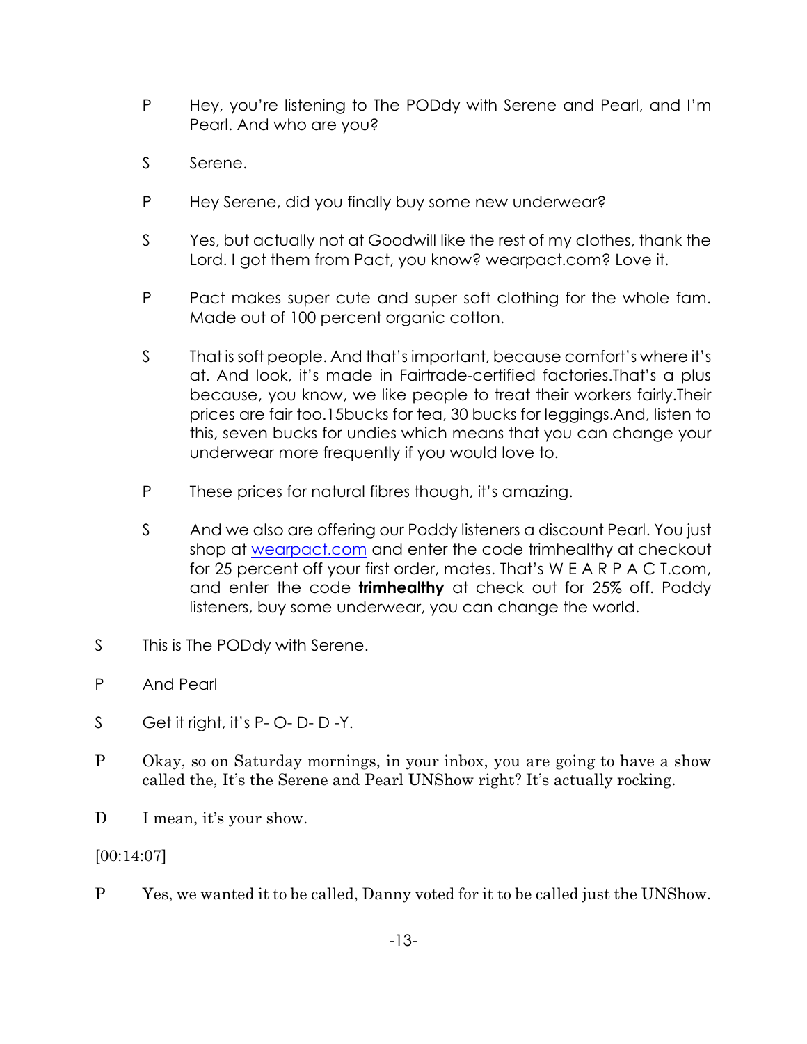P Hey, you're listening to The PODdy with Serene and Pearl, and I'm Pearl. And who are you?

S Serene.

P Hey Serene, did you finally buy some new underwear?

S Yes, but actually not at Goodwill like the rest of my clothes, thank the Lord. I got them from Pact, you know? wearpact.com? Love it.

P Pact makes super cute and super soft clothing for the whole fam. Made out of 100 percent organic cotton.

S That is soft people. And that's important, because comfort's where it's at. And look, it's made in Fairtrade-certified factories.That's a plus because, you know, we like people to treat their workers fairly.Their prices are fair too.15bucks for tea, 30 bucks for leggings.And, listen to this, seven bucks for undies which means that you can change your underwear more frequently if you would love to.

P These prices for natural fibres though, it's amazing.

S And we also are offering our Poddy listeners a discount Pearl. You just shop at [wearpact.com](wearpact.com) and enter the code trimhealthy at checkout for 25 percent off your first order, mates. That's W E A R P A C T.com, and enter the code **trimhealthy** at check out for 25% off. Poddy listeners, buy some underwear, you can change the world.

S This is The PODdy with Serene.

P And Pearl

S Get it right, it's P- O- D- D -Y.

P Okay, so on Saturday mornings, in your inbox, you are going to have a show called the, It's the Serene and Pearl UNShow right? It's actually rocking.

D I mean, it's your show.

[00:14:07]

P Yes, we wanted it to be called, Danny voted for it to be called just the UNShow.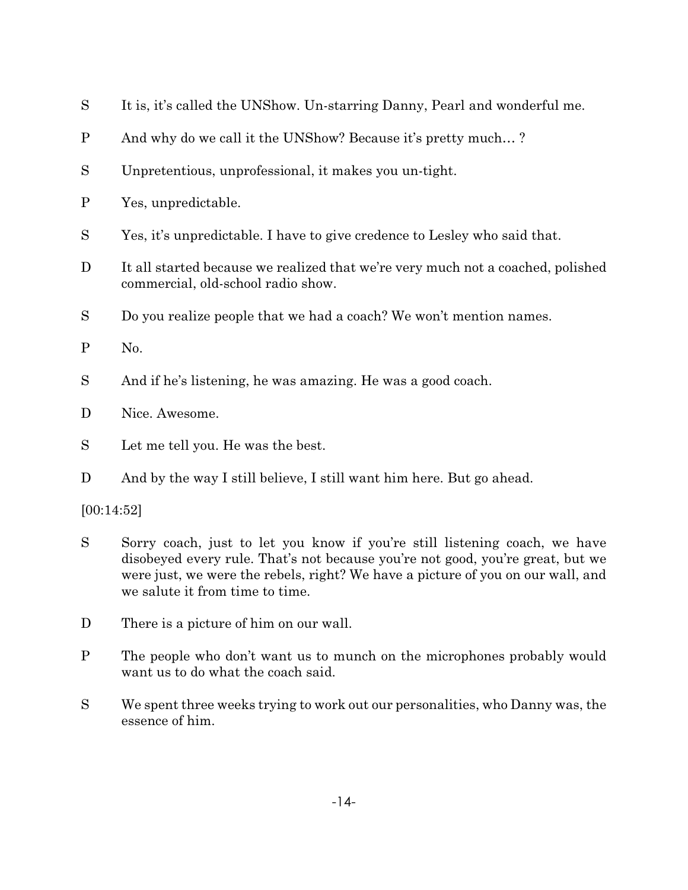S It is, it's called the UNShow. Un-starring Danny, Pearl and wonderful me.

P And why do we call it the UNShow? Because it's pretty much… ?

S Unpretentious, unprofessional, it makes you un-tight.

P Yes, unpredictable.

S Yes, it's unpredictable. I have to give credence to Lesley who said that.

D It all started because we realized that we're very much not a coached, polished commercial, old-school radio show.

S Do you realize people that we had a coach? We won't mention names.

P No.

S And if he's listening, he was amazing. He was a good coach.

D Nice. Awesome.

S Let me tell you. He was the best.

D And by the way I still believe, I still want him here. But go ahead.

[00:14:52]

S Sorry coach, just to let you know if you're still listening coach, we have disobeyed every rule. That's not because you're not good, you're great, but we were just, we were the rebels, right? We have a picture of you on our wall, and we salute it from time to time.

D There is a picture of him on our wall.

P The people who don't want us to munch on the microphones probably would want us to do what the coach said.

S We spent three weeks trying to work out our personalities, who Danny was, the essence of him.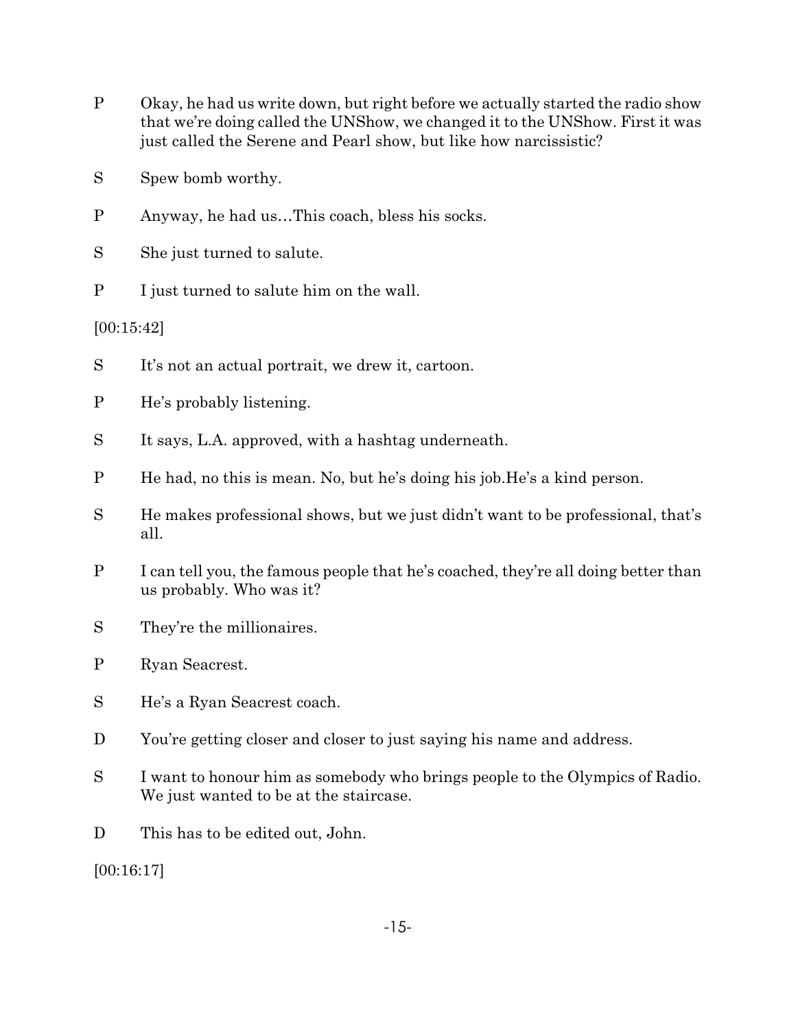P Okay, he had us write down, but right before we actually started the radio show that we're doing called the UNShow, we changed it to the UNShow. First it was just called the Serene and Pearl show, but like how narcissistic?

S Spew bomb worthy.

P Anyway, he had us…This coach, bless his socks.

S She just turned to salute.

P I just turned to salute him on the wall.

[00:15:42]

S It's not an actual portrait, we drew it, cartoon.

P He's probably listening.

S It says, L.A. approved, with a hashtag underneath.

P He had, no this is mean. No, but he's doing his job.He's a kind person.

S He makes professional shows, but we just didn't want to be professional, that's all.

P I can tell you, the famous people that he's coached, they're all doing better than us probably. Who was it?

S They're the millionaires.

P Ryan Seacrest.

S He's a Ryan Seacrest coach.

D You're getting closer and closer to just saying his name and address.

S I want to honour him as somebody who brings people to the Olympics of Radio. We just wanted to be at the staircase.

D This has to be edited out, John.

[00:16:17]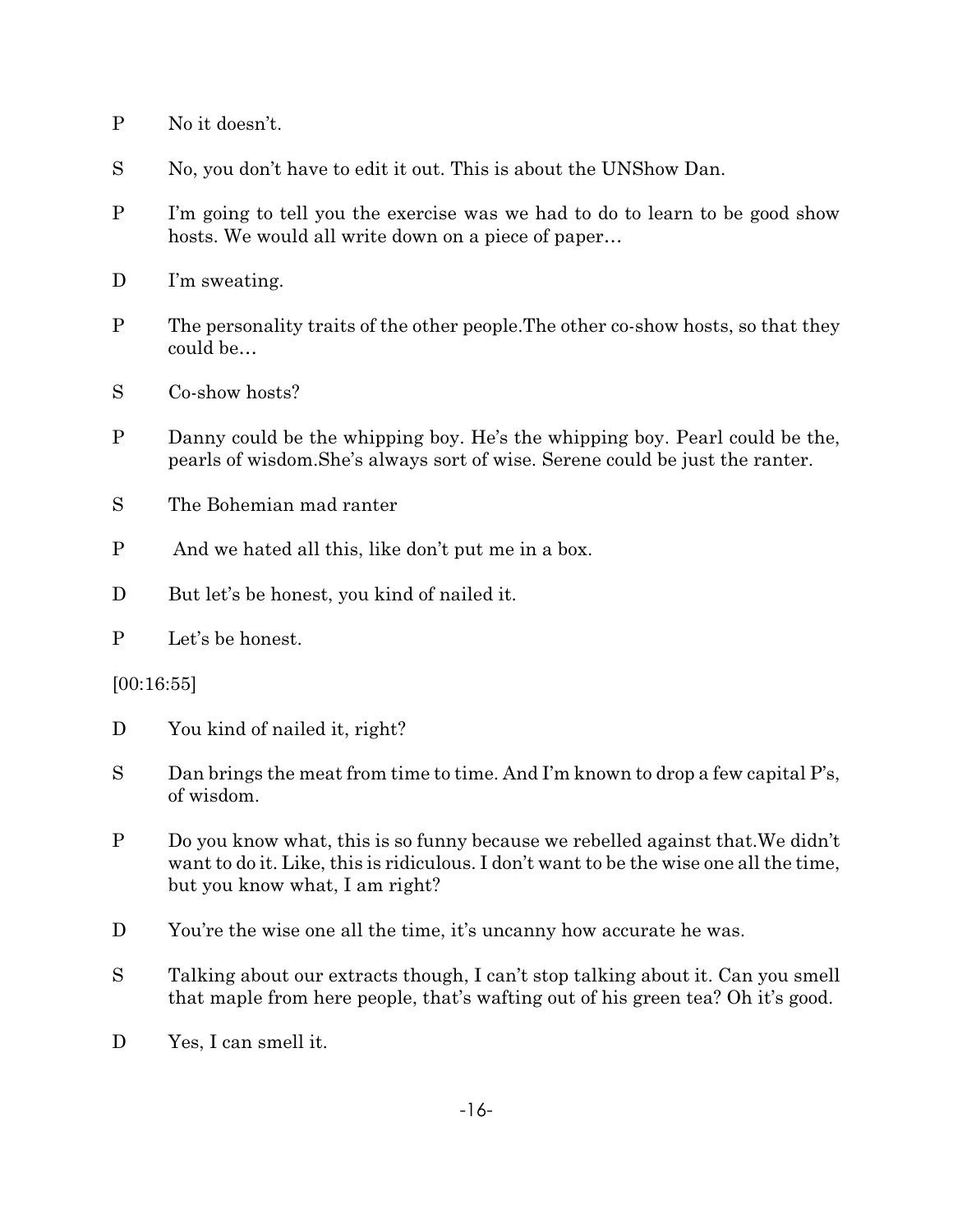P No it doesn't.

S No, you don't have to edit it out. This is about the UNShow Dan.

P I'm going to tell you the exercise was we had to do to learn to be good show hosts. We would all write down on a piece of paper…

D I'm sweating.

P The personality traits of the other people.The other co-show hosts, so that they could be…

S Co-show hosts?

P Danny could be the whipping boy. He's the whipping boy. Pearl could be the, pearls of wisdom.She's always sort of wise. Serene could be just the ranter.

S The Bohemian mad ranter

P And we hated all this, like don't put me in a box.

D But let's be honest, you kind of nailed it.

P Let's be honest.

[00:16:55]

D You kind of nailed it, right?

S Dan brings the meat from time to time. And I'm known to drop a few capital P's, of wisdom.

P Do you know what, this is so funny because we rebelled against that.We didn't want to do it. Like, this is ridiculous. I don't want to be the wise one all the time, but you know what, I am right?

D You're the wise one all the time, it's uncanny how accurate he was.

S Talking about our extracts though, I can't stop talking about it. Can you smell that maple from here people, that's wafting out of his green tea? Oh it's good.

D Yes, I can smell it.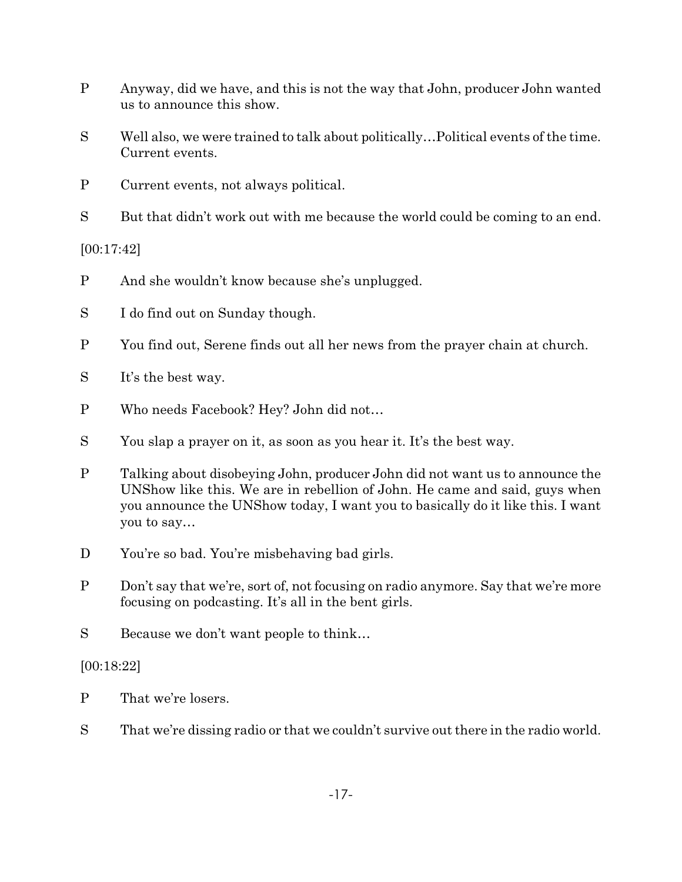P Anyway, did we have, and this is not the way that John, producer John wanted us to announce this show.

S Well also, we were trained to talk about politically…Political events of the time. Current events.

P Current events, not always political.

S But that didn't work out with me because the world could be coming to an end.

[00:17:42]

P And she wouldn't know because she's unplugged.

S I do find out on Sunday though.

P You find out, Serene finds out all her news from the prayer chain at church.

S It's the best way.

P Who needs Facebook? Hey? John did not…

S You slap a prayer on it, as soon as you hear it. It's the best way.

P Talking about disobeying John, producer John did not want us to announce the UNShow like this. We are in rebellion of John. He came and said, guys when you announce the UNShow today, I want you to basically do it like this. I want you to say…

D You're so bad. You're misbehaving bad girls.

P Don't say that we're, sort of, not focusing on radio anymore. Say that we're more focusing on podcasting. It's all in the bent girls.

S Because we don't want people to think…

[00:18:22]

P That we're losers.

S That we're dissing radio or that we couldn't survive out there in the radio world.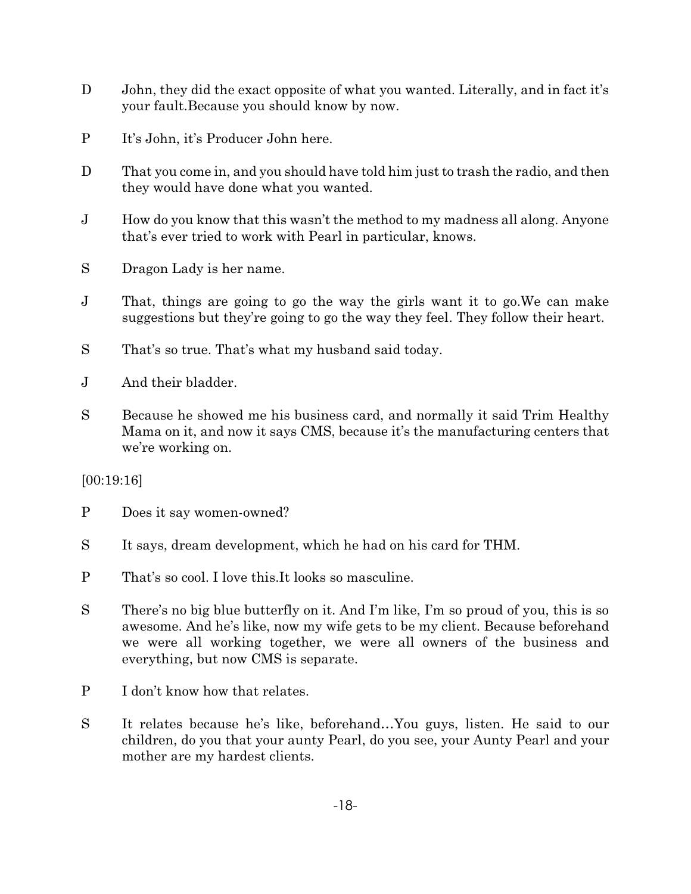D	John, they did the exact opposite of what you wanted. Literally, and in fact it's your fault.Because you should know by now.

P	It's John, it's Producer John here.

D	That you come in, and you should have told him just to trash the radio, and then they would have done what you wanted.

J	How do you know that this wasn't the method to my madness all along. Anyone that's ever tried to work with Pearl in particular, knows.

S	Dragon Lady is her name.

J	That, things are going to go the way the girls want it to go.We can make suggestions but they're going to go the way they feel. They follow their heart.

S	That's so true. That's what my husband said today.

J	And their bladder.

S	Because he showed me his business card, and normally it said Trim Healthy Mama on it, and now it says CMS, because it's the manufacturing centers that we're working on.

[00:19:16]

P	Does it say women-owned?

S	It says, dream development, which he had on his card for THM.

P	That's so cool. I love this.It looks so masculine.

S	There's no big blue butterfly on it. And I'm like, I'm so proud of you, this is so awesome. And he's like, now my wife gets to be my client. Because beforehand we were all working together, we were all owners of the business and everything, but now CMS is separate.

P	I don't know how that relates.

S	It relates because he's like, beforehand…You guys, listen. He said to our children, do you that your aunty Pearl, do you see, your Aunty Pearl and your mother are my hardest clients.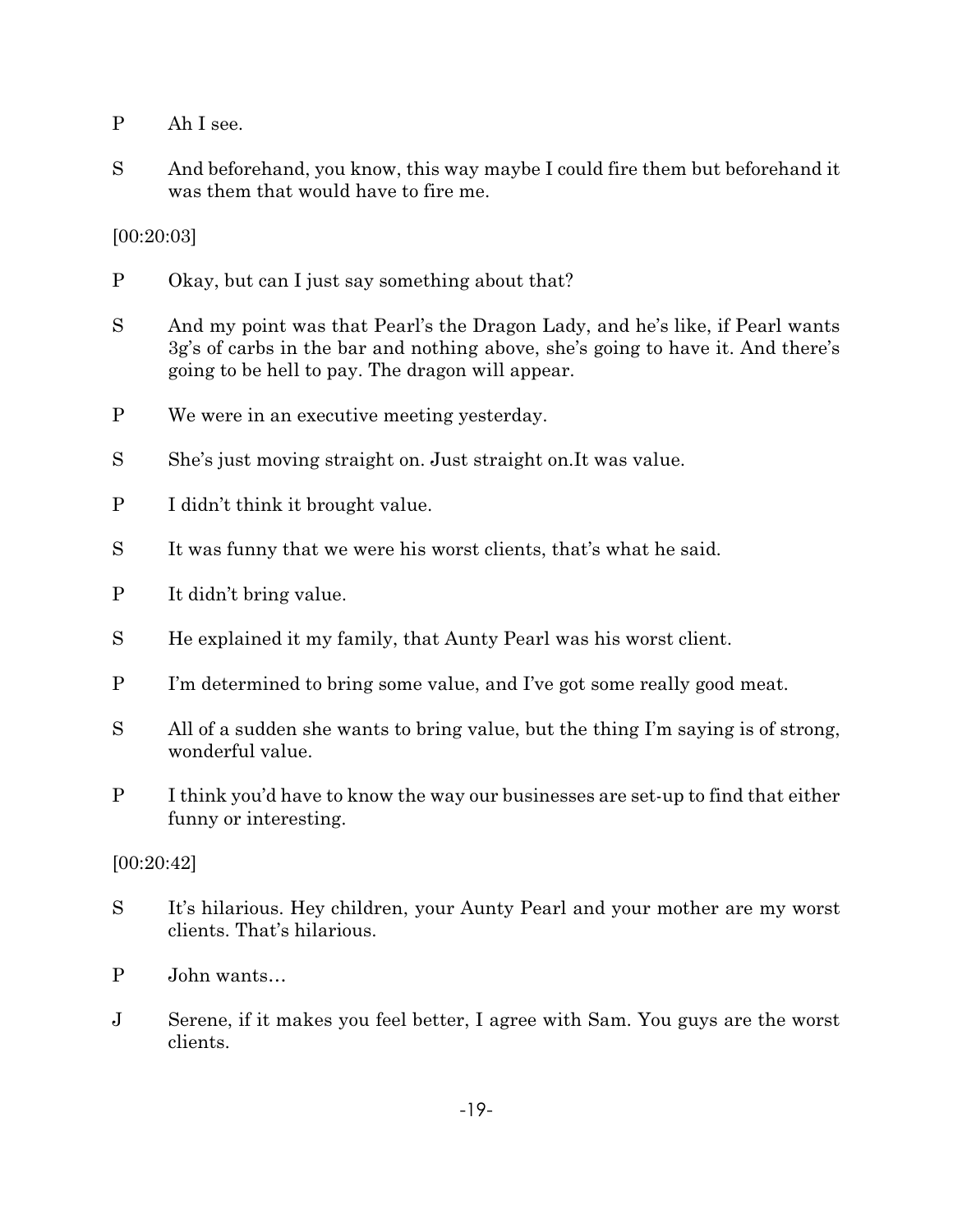P Ah I see.

S And beforehand, you know, this way maybe I could fire them but beforehand it was them that would have to fire me.

[00:20:03]

P Okay, but can I just say something about that?

S And my point was that Pearl's the Dragon Lady, and he's like, if Pearl wants 3g's of carbs in the bar and nothing above, she's going to have it. And there's going to be hell to pay. The dragon will appear.

P We were in an executive meeting yesterday.

S She's just moving straight on. Just straight on.It was value.

P I didn't think it brought value.

S It was funny that we were his worst clients, that's what he said.

P It didn't bring value.

S He explained it my family, that Aunty Pearl was his worst client.

P I'm determined to bring some value, and I've got some really good meat.

S All of a sudden she wants to bring value, but the thing I'm saying is of strong, wonderful value.

P I think you'd have to know the way our businesses are set-up to find that either funny or interesting.

[00:20:42]

S It's hilarious. Hey children, your Aunty Pearl and your mother are my worst clients. That's hilarious.

P John wants…

J Serene, if it makes you feel better, I agree with Sam. You guys are the worst clients.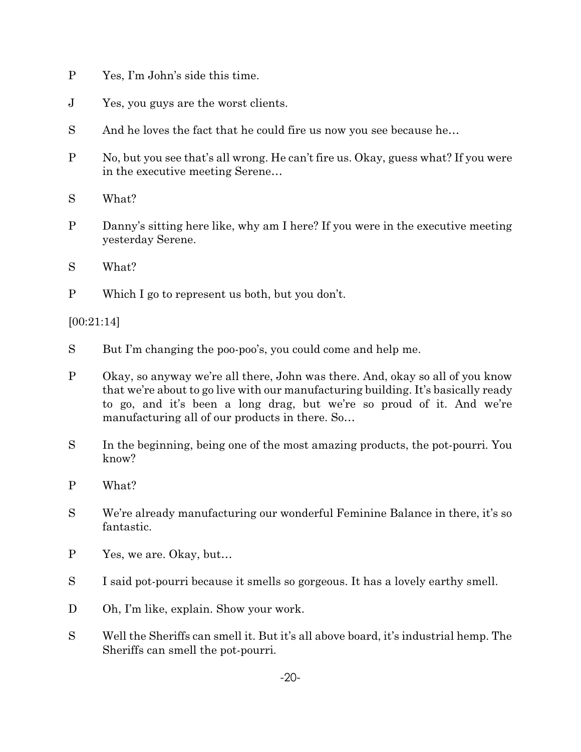P Yes, I'm John's side this time.

J Yes, you guys are the worst clients.

S And he loves the fact that he could fire us now you see because he…

P No, but you see that's all wrong. He can't fire us. Okay, guess what? If you were in the executive meeting Serene…

S What?

P Danny's sitting here like, why am I here? If you were in the executive meeting yesterday Serene.

S What?

P Which I go to represent us both, but you don't.

[00:21:14]

S But I'm changing the poo-poo's, you could come and help me.

P Okay, so anyway we're all there, John was there. And, okay so all of you know that we're about to go live with our manufacturing building. It's basically ready to go, and it's been a long drag, but we're so proud of it. And we're manufacturing all of our products in there. So…

S In the beginning, being one of the most amazing products, the pot-pourri. You know?

P What?

S We're already manufacturing our wonderful Feminine Balance in there, it's so fantastic.

P Yes, we are. Okay, but…

S I said pot-pourri because it smells so gorgeous. It has a lovely earthy smell.

D Oh, I'm like, explain. Show your work.

S Well the Sheriffs can smell it. But it's all above board, it's industrial hemp. The Sheriffs can smell the pot-pourri.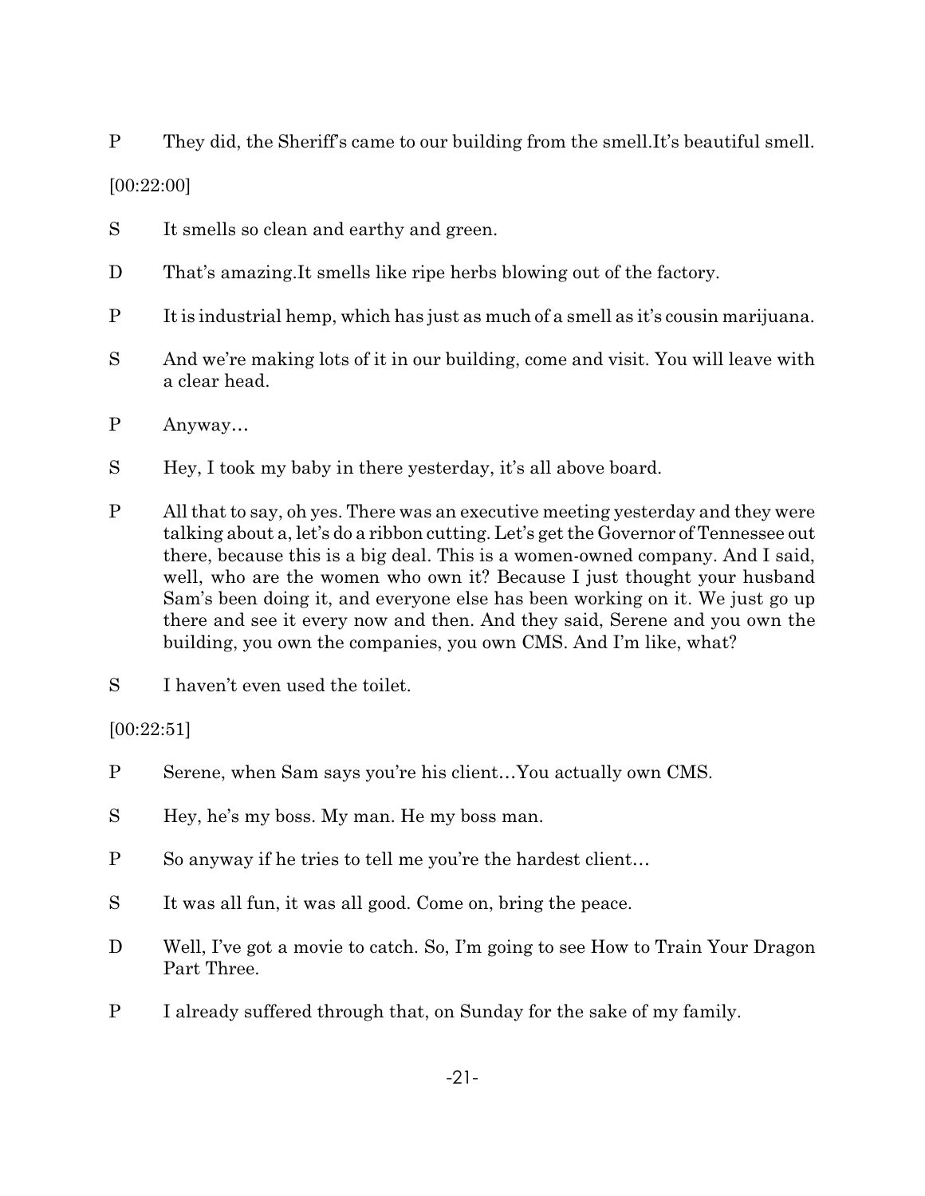P They did, the Sheriff's came to our building from the smell.It's beautiful smell.

[00:22:00]

S It smells so clean and earthy and green.

D That's amazing.It smells like ripe herbs blowing out of the factory.

P It is industrial hemp, which has just as much of a smell as it's cousin marijuana.

S And we're making lots of it in our building, come and visit. You will leave with a clear head.

P Anyway…

S Hey, I took my baby in there yesterday, it's all above board.

P All that to say, oh yes. There was an executive meeting yesterday and they were talking about a, let's do a ribbon cutting. Let's get the Governor of Tennessee out there, because this is a big deal. This is a women-owned company. And I said, well, who are the women who own it? Because I just thought your husband Sam's been doing it, and everyone else has been working on it. We just go up there and see it every now and then. And they said, Serene and you own the building, you own the companies, you own CMS. And I'm like, what?

S I haven't even used the toilet.

[00:22:51]

P Serene, when Sam says you're his client…You actually own CMS.

S Hey, he's my boss. My man. He my boss man.

P So anyway if he tries to tell me you're the hardest client…

S It was all fun, it was all good. Come on, bring the peace.

D Well, I've got a movie to catch. So, I'm going to see How to Train Your Dragon Part Three.

P I already suffered through that, on Sunday for the sake of my family.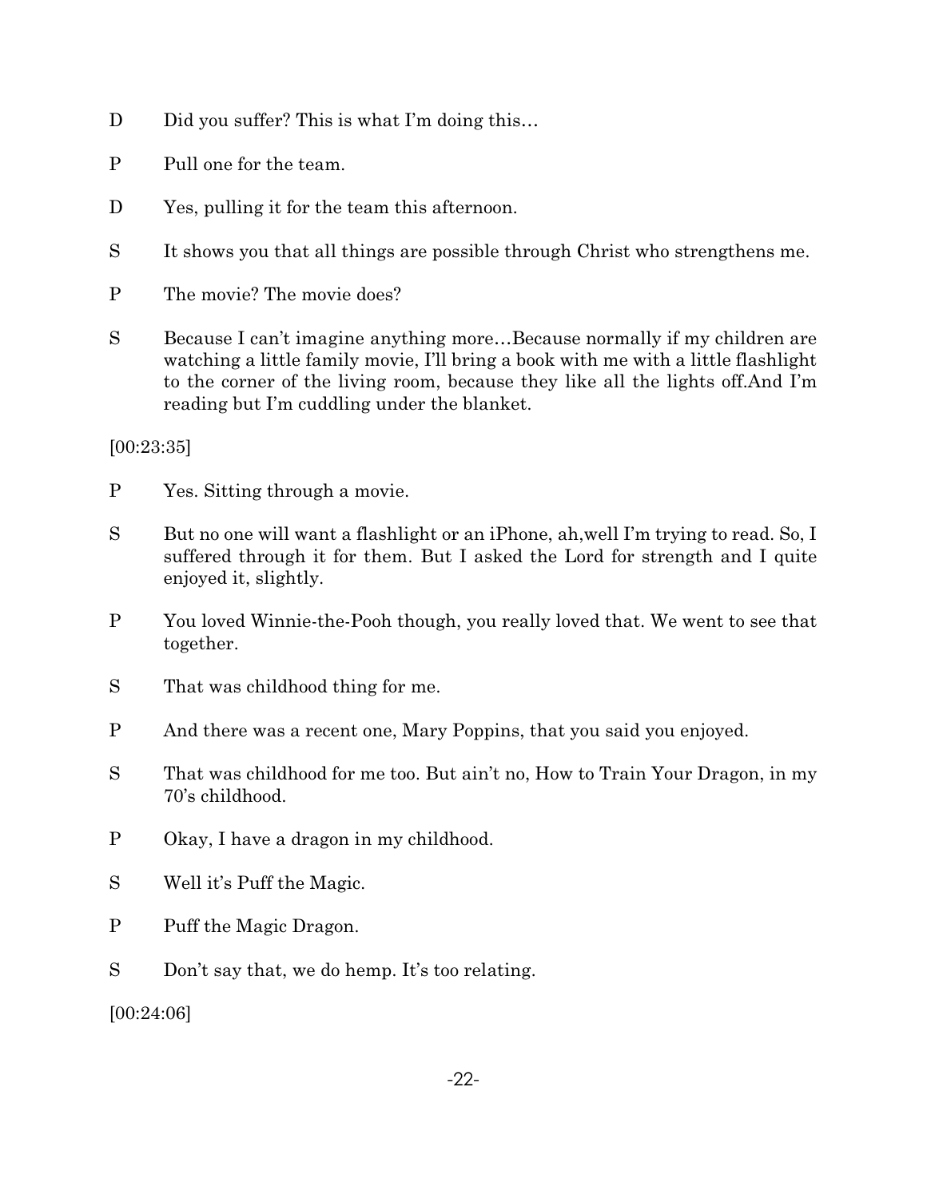D Did you suffer? This is what I'm doing this…

P Pull one for the team.

D Yes, pulling it for the team this afternoon.

S It shows you that all things are possible through Christ who strengthens me.

P The movie? The movie does?

S Because I can't imagine anything more…Because normally if my children are watching a little family movie, I'll bring a book with me with a little flashlight to the corner of the living room, because they like all the lights off.And I'm reading but I'm cuddling under the blanket.

[00:23:35]

P Yes. Sitting through a movie.

S But no one will want a flashlight or an iPhone, ah,well I'm trying to read. So, I suffered through it for them. But I asked the Lord for strength and I quite enjoyed it, slightly.

P You loved Winnie-the-Pooh though, you really loved that. We went to see that together.

S That was childhood thing for me.

P And there was a recent one, Mary Poppins, that you said you enjoyed.

S That was childhood for me too. But ain't no, How to Train Your Dragon, in my 70's childhood.

P Okay, I have a dragon in my childhood.

S Well it's Puff the Magic.

P Puff the Magic Dragon.

S Don't say that, we do hemp. It's too relating.

[00:24:06]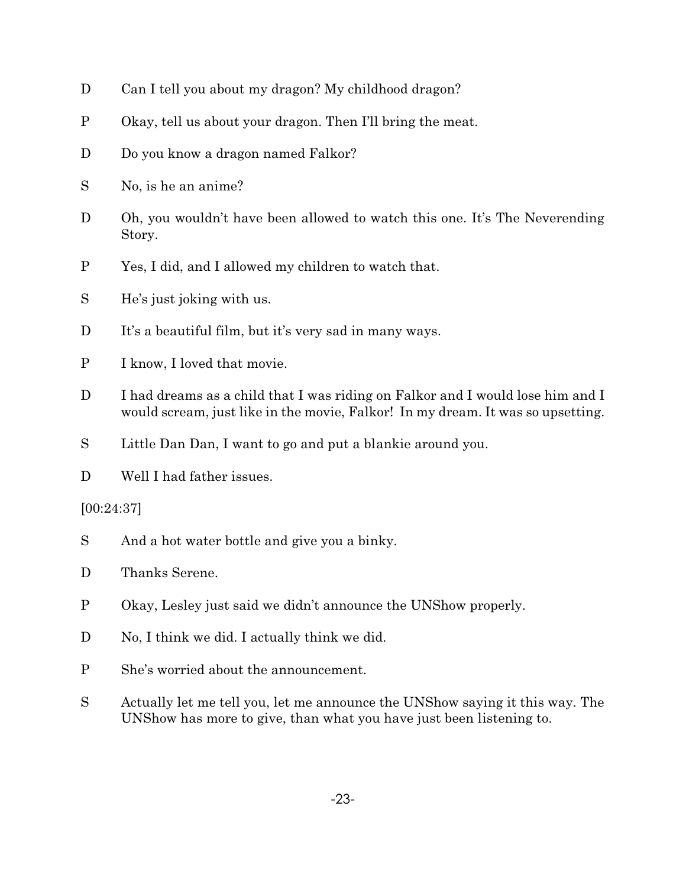D Can I tell you about my dragon? My childhood dragon?

P Okay, tell us about your dragon. Then I'll bring the meat.

D Do you know a dragon named Falkor?

S No, is he an anime?

D Oh, you wouldn't have been allowed to watch this one. It's The Neverending Story.

P Yes, I did, and I allowed my children to watch that.

S He's just joking with us.

D It's a beautiful film, but it's very sad in many ways.

P I know, I loved that movie.

D I had dreams as a child that I was riding on Falkor and I would lose him and I would scream, just like in the movie, Falkor! In my dream. It was so upsetting.

S Little Dan Dan, I want to go and put a blankie around you.

D Well I had father issues.

[00:24:37]

S And a hot water bottle and give you a binky.

D Thanks Serene.

P Okay, Lesley just said we didn't announce the UNShow properly.

D No, I think we did. I actually think we did.

P She's worried about the announcement.

S Actually let me tell you, let me announce the UNShow saying it this way. The UNShow has more to give, than what you have just been listening to.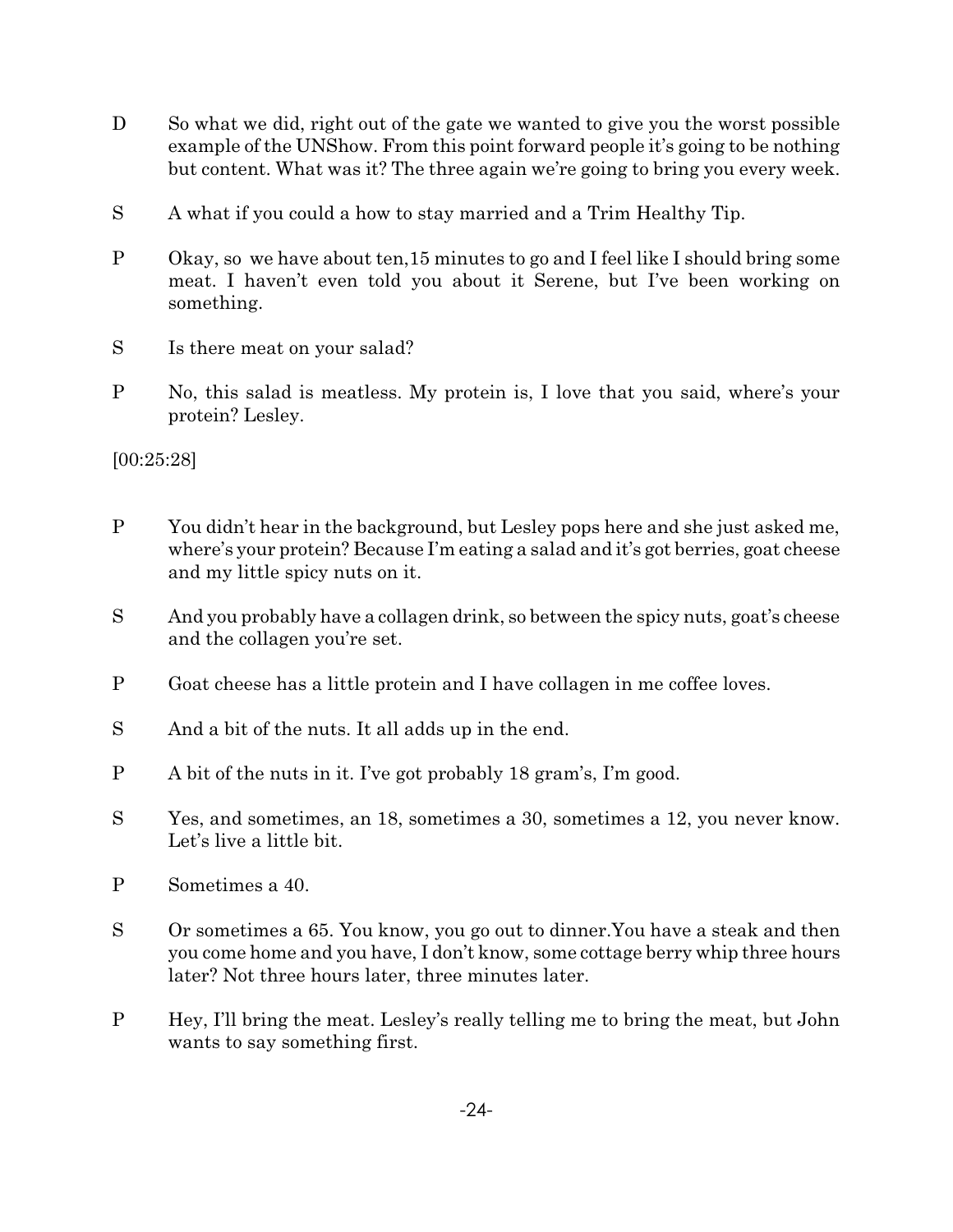D So what we did, right out of the gate we wanted to give you the worst possible example of the UNShow. From this point forward people it's going to be nothing but content. What was it? The three again we're going to bring you every week.

S A what if you could a how to stay married and a Trim Healthy Tip.

P Okay, so we have about ten,15 minutes to go and I feel like I should bring some meat. I haven't even told you about it Serene, but I've been working on something.

S Is there meat on your salad?

P No, this salad is meatless. My protein is, I love that you said, where's your protein? Lesley.

[00:25:28]

P You didn't hear in the background, but Lesley pops here and she just asked me, where's your protein? Because I'm eating a salad and it's got berries, goat cheese and my little spicy nuts on it.

S And you probably have a collagen drink, so between the spicy nuts, goat's cheese and the collagen you're set.

P Goat cheese has a little protein and I have collagen in me coffee loves.

S And a bit of the nuts. It all adds up in the end.

P A bit of the nuts in it. I've got probably 18 gram's, I'm good.

S Yes, and sometimes, an 18, sometimes a 30, sometimes a 12, you never know. Let's live a little bit.

P Sometimes a 40.

S Or sometimes a 65. You know, you go out to dinner.You have a steak and then you come home and you have, I don't know, some cottage berry whip three hours later? Not three hours later, three minutes later.

P Hey, I'll bring the meat. Lesley's really telling me to bring the meat, but John wants to say something first.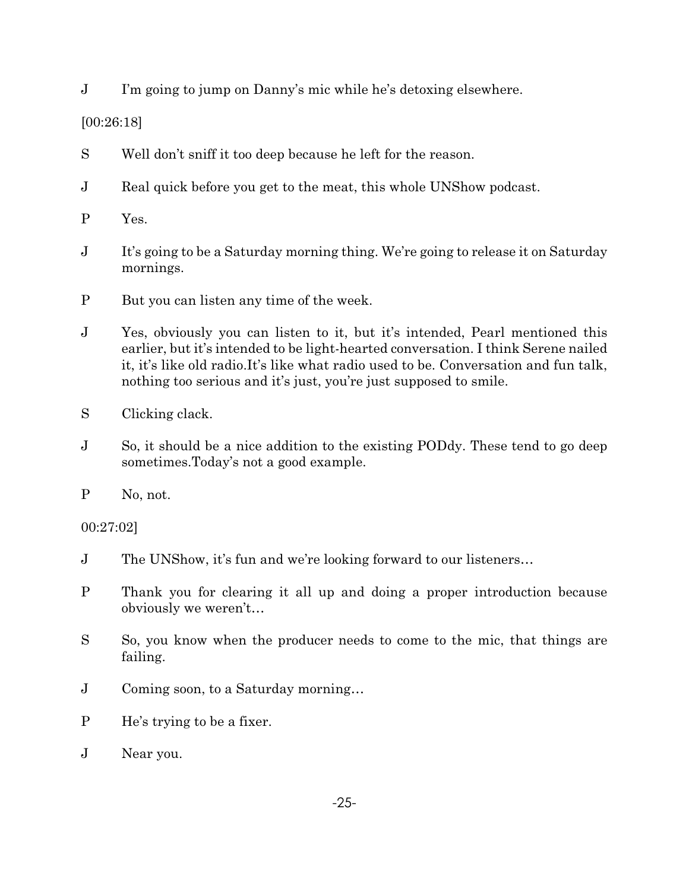J I'm going to jump on Danny's mic while he's detoxing elsewhere.

[00:26:18]

S Well don't sniff it too deep because he left for the reason.

J Real quick before you get to the meat, this whole UNShow podcast.

P Yes.

J It's going to be a Saturday morning thing. We're going to release it on Saturday mornings.

P But you can listen any time of the week.

J Yes, obviously you can listen to it, but it's intended, Pearl mentioned this earlier, but it's intended to be light-hearted conversation. I think Serene nailed it, it's like old radio.It's like what radio used to be. Conversation and fun talk, nothing too serious and it's just, you're just supposed to smile.

S Clicking clack.

J So, it should be a nice addition to the existing PODdy. These tend to go deep sometimes.Today's not a good example.

P No, not.

00:27:02]

J The UNShow, it's fun and we're looking forward to our listeners…

P Thank you for clearing it all up and doing a proper introduction because obviously we weren't…

S So, you know when the producer needs to come to the mic, that things are failing.

J Coming soon, to a Saturday morning…

P He's trying to be a fixer.

J Near you.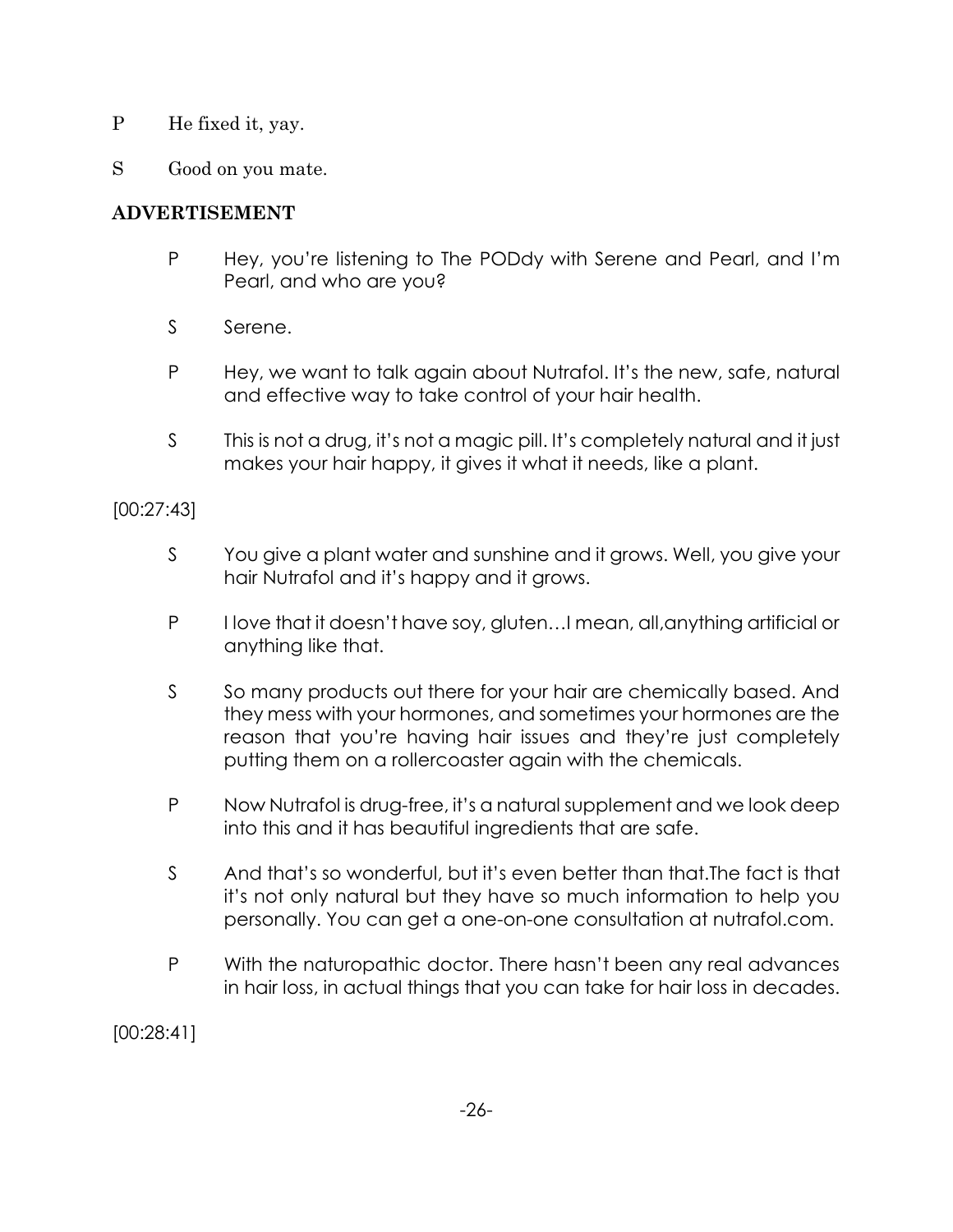P He fixed it, yay.

S Good on you mate.

**ADVERTISEMENT**

P Hey, you're listening to The PODdy with Serene and Pearl, and I'm Pearl, and who are you?

S Serene.

P Hey, we want to talk again about Nutrafol. It's the new, safe, natural and effective way to take control of your hair health.

S This is not a drug, it's not a magic pill. It's completely natural and it just makes your hair happy, it gives it what it needs, like a plant.

[00:27:43]

S You give a plant water and sunshine and it grows. Well, you give your hair Nutrafol and it's happy and it grows.

P I love that it doesn't have soy, gluten…I mean, all,anything artificial or anything like that.

S So many products out there for your hair are chemically based. And they mess with your hormones, and sometimes your hormones are the reason that you're having hair issues and they're just completely putting them on a rollercoaster again with the chemicals.

P Now Nutrafol is drug-free, it's a natural supplement and we look deep into this and it has beautiful ingredients that are safe.

S And that's so wonderful, but it's even better than that.The fact is that it's not only natural but they have so much information to help you personally. You can get a one-on-one consultation at nutrafol.com.

P With the naturopathic doctor. There hasn't been any real advances in hair loss, in actual things that you can take for hair loss in decades.

[00:28:41]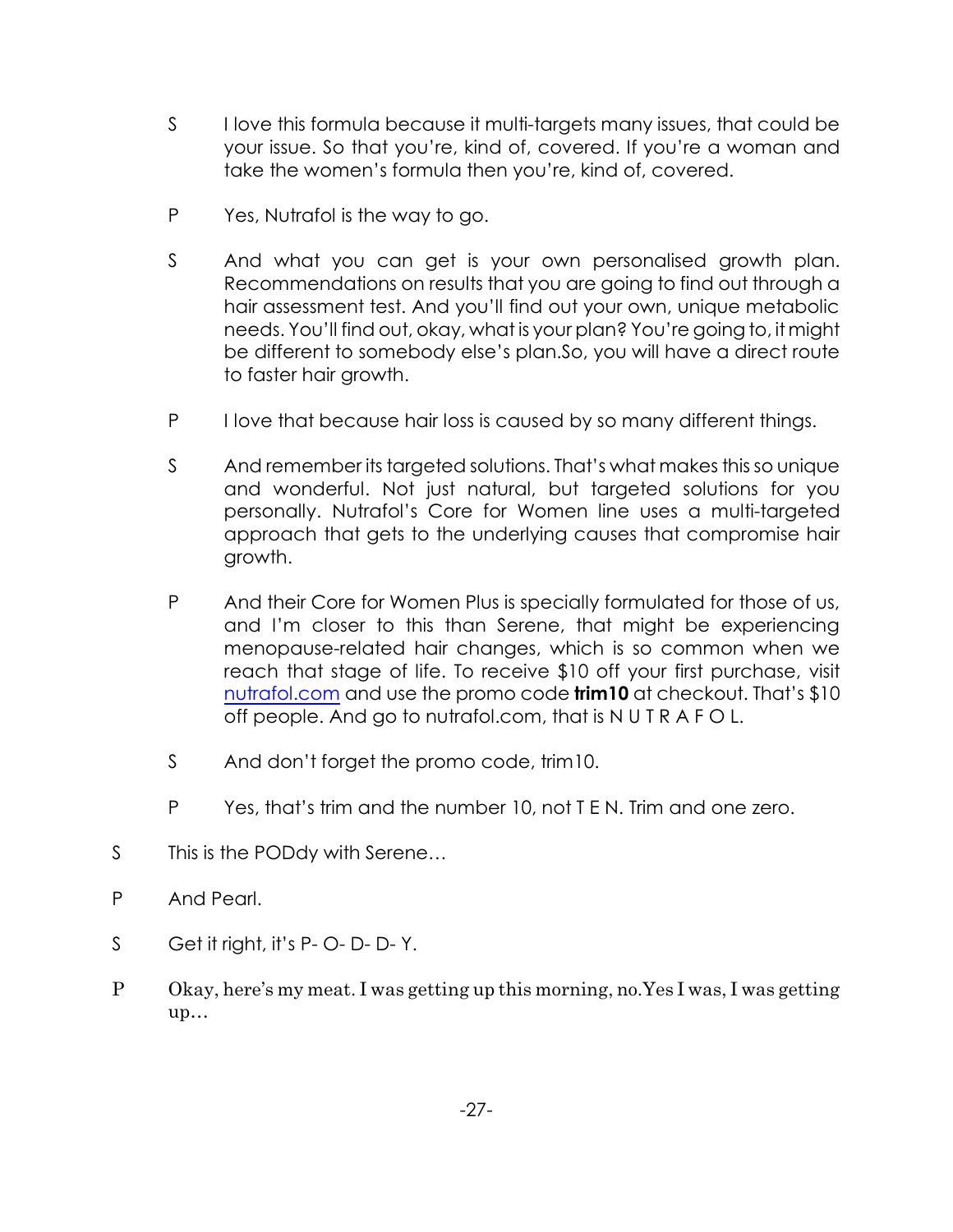S I love this formula because it multi-targets many issues, that could be your issue. So that you're, kind of, covered. If you're a woman and take the women's formula then you're, kind of, covered.

P Yes, Nutrafol is the way to go.

S And what you can get is your own personalised growth plan. Recommendations on results that you are going to find out through a hair assessment test. And you'll find out your own, unique metabolic needs. You'll find out, okay, what is your plan? You're going to, it might be different to somebody else's plan.So, you will have a direct route to faster hair growth.

P I love that because hair loss is caused by so many different things.

S And remember its targeted solutions. That's what makes this so unique and wonderful. Not just natural, but targeted solutions for you personally. Nutrafol's Core for Women line uses a multi-targeted approach that gets to the underlying causes that compromise hair growth.

P And their Core for Women Plus is specially formulated for those of us, and I'm closer to this than Serene, that might be experiencing menopause-related hair changes, which is so common when we reach that stage of life. To receive $10 off your first purchase, visit nutrafol.com and use the promo code **trim10** at checkout. That's $10 off people. And go to nutrafol.com, that is N U T R A F O L.

S And don't forget the promo code, trim10.

P Yes, that's trim and the number 10, not T E N. Trim and one zero.

S This is the PODdy with Serene…

P And Pearl.

S Get it right, it's P- O- D- D- Y.

P Okay, here's my meat. I was getting up this morning, no.Yes I was, I was getting up…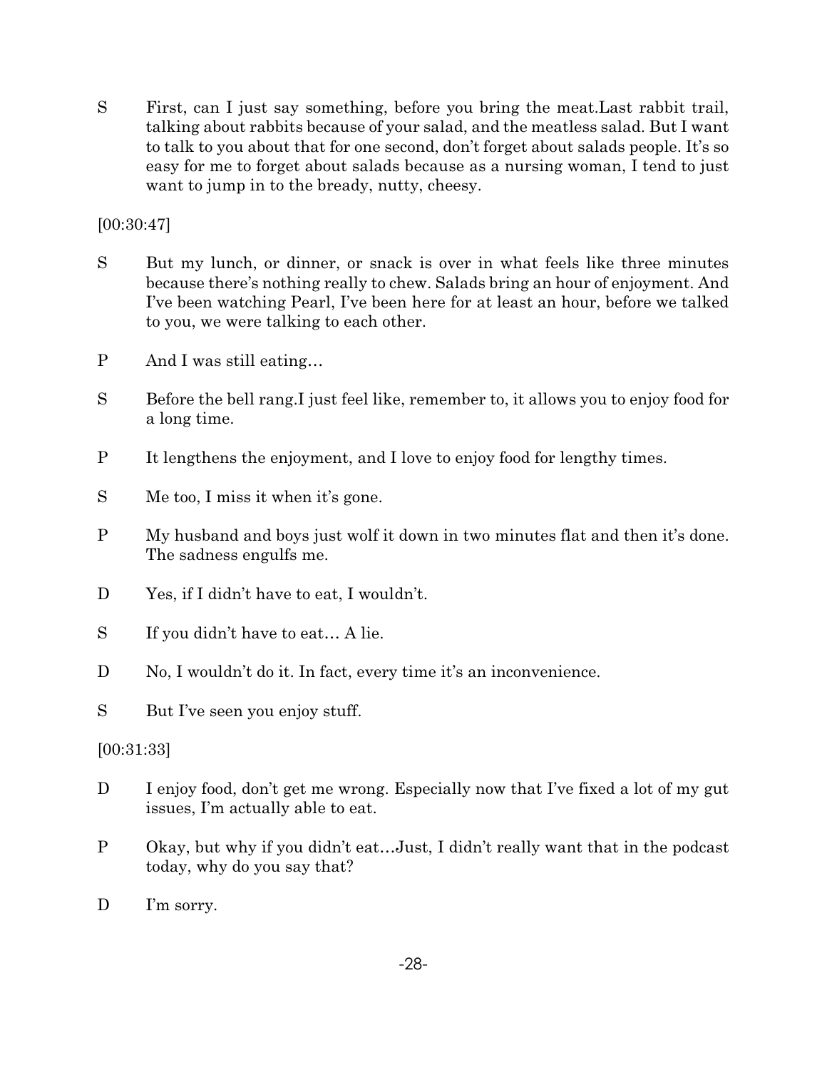S First, can I just say something, before you bring the meat.Last rabbit trail, talking about rabbits because of your salad, and the meatless salad. But I want to talk to you about that for one second, don't forget about salads people. It's so easy for me to forget about salads because as a nursing woman, I tend to just want to jump in to the bready, nutty, cheesy.

[00:30:47]

S But my lunch, or dinner, or snack is over in what feels like three minutes because there's nothing really to chew. Salads bring an hour of enjoyment. And I've been watching Pearl, I've been here for at least an hour, before we talked to you, we were talking to each other.

P And I was still eating…

S Before the bell rang.I just feel like, remember to, it allows you to enjoy food for a long time.

P It lengthens the enjoyment, and I love to enjoy food for lengthy times.

S Me too, I miss it when it's gone.

P My husband and boys just wolf it down in two minutes flat and then it's done. The sadness engulfs me.

D Yes, if I didn't have to eat, I wouldn't.

S If you didn't have to eat… A lie.

D No, I wouldn't do it. In fact, every time it's an inconvenience.

S But I've seen you enjoy stuff.

[00:31:33]

D I enjoy food, don't get me wrong. Especially now that I've fixed a lot of my gut issues, I'm actually able to eat.

P Okay, but why if you didn't eat…Just, I didn't really want that in the podcast today, why do you say that?

D I'm sorry.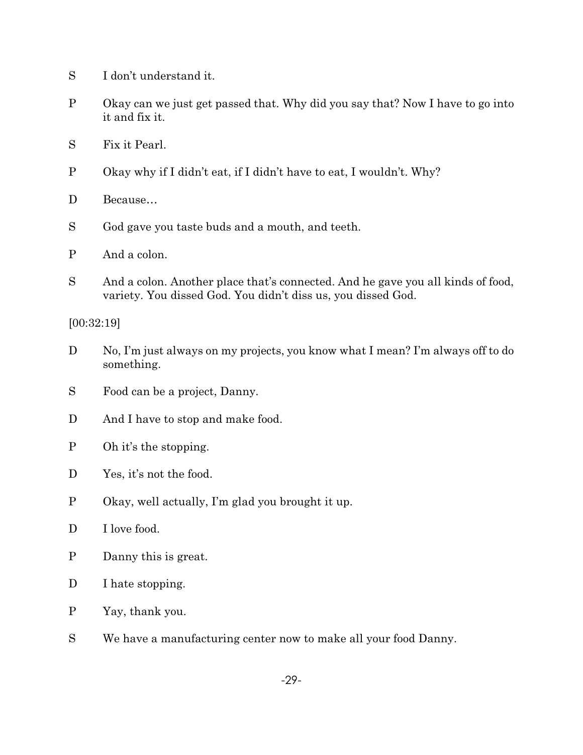S I don't understand it.

P Okay can we just get passed that. Why did you say that? Now I have to go into it and fix it.

S Fix it Pearl.

P Okay why if I didn't eat, if I didn't have to eat, I wouldn't. Why?

D Because…

S God gave you taste buds and a mouth, and teeth.

P And a colon.

S And a colon. Another place that's connected. And he gave you all kinds of food, variety. You dissed God. You didn't diss us, you dissed God.

[00:32:19]

D No, I'm just always on my projects, you know what I mean? I'm always off to do something.

S Food can be a project, Danny.

D And I have to stop and make food.

P Oh it's the stopping.

D Yes, it's not the food.

P Okay, well actually, I'm glad you brought it up.

D I love food.

P Danny this is great.

D I hate stopping.

P Yay, thank you.

S We have a manufacturing center now to make all your food Danny.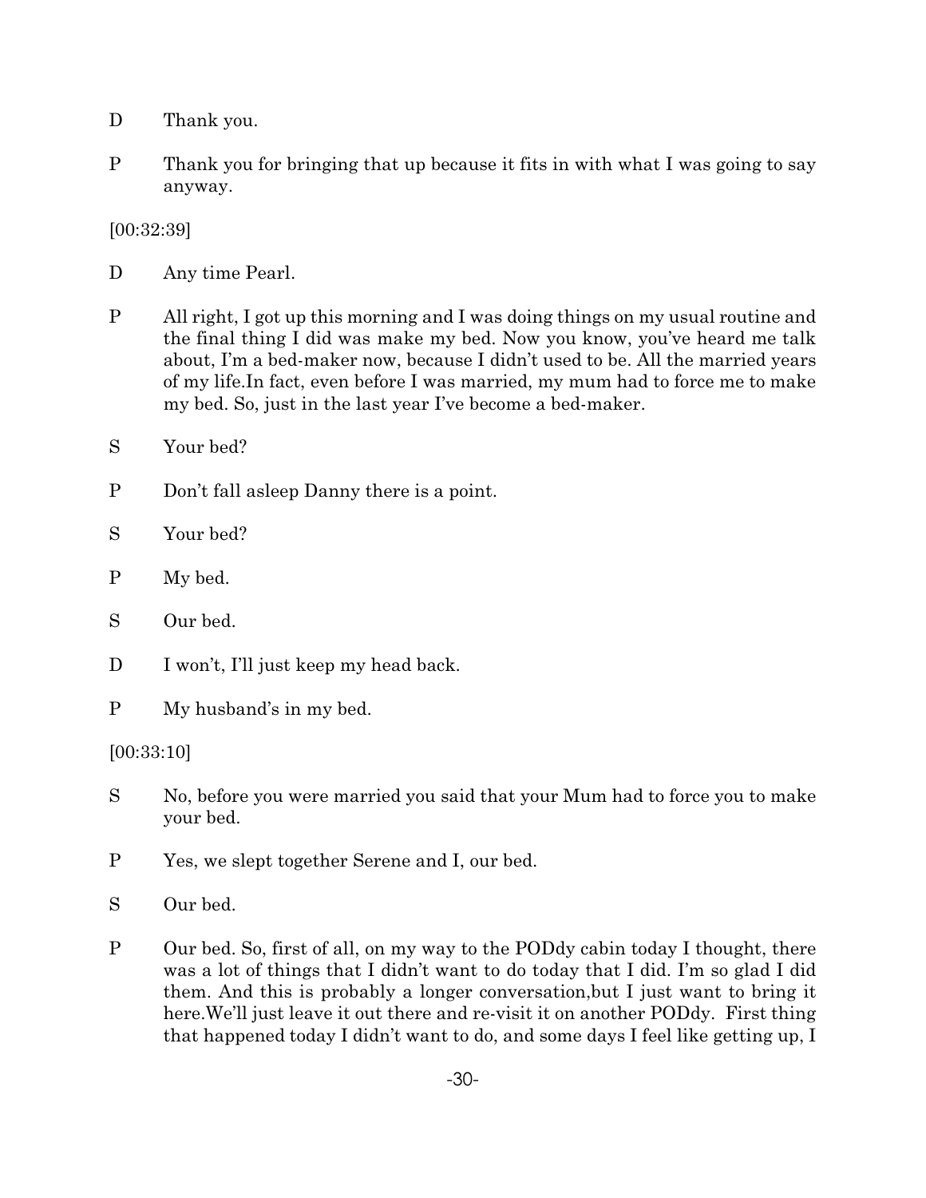D Thank you.

P Thank you for bringing that up because it fits in with what I was going to say anyway.

[00:32:39]

D Any time Pearl.

P All right, I got up this morning and I was doing things on my usual routine and the final thing I did was make my bed. Now you know, you've heard me talk about, I'm a bed-maker now, because I didn't used to be. All the married years of my life.In fact, even before I was married, my mum had to force me to make my bed. So, just in the last year I've become a bed-maker.

S Your bed?

P Don't fall asleep Danny there is a point.

S Your bed?

P My bed.

S Our bed.

D I won't, I'll just keep my head back.

P My husband's in my bed.

[00:33:10]

S No, before you were married you said that your Mum had to force you to make your bed.

P Yes, we slept together Serene and I, our bed.

S Our bed.

P Our bed. So, first of all, on my way to the PODdy cabin today I thought, there was a lot of things that I didn't want to do today that I did. I'm so glad I did them. And this is probably a longer conversation,but I just want to bring it here.We'll just leave it out there and re-visit it on another PODdy. First thing that happened today I didn't want to do, and some days I feel like getting up, I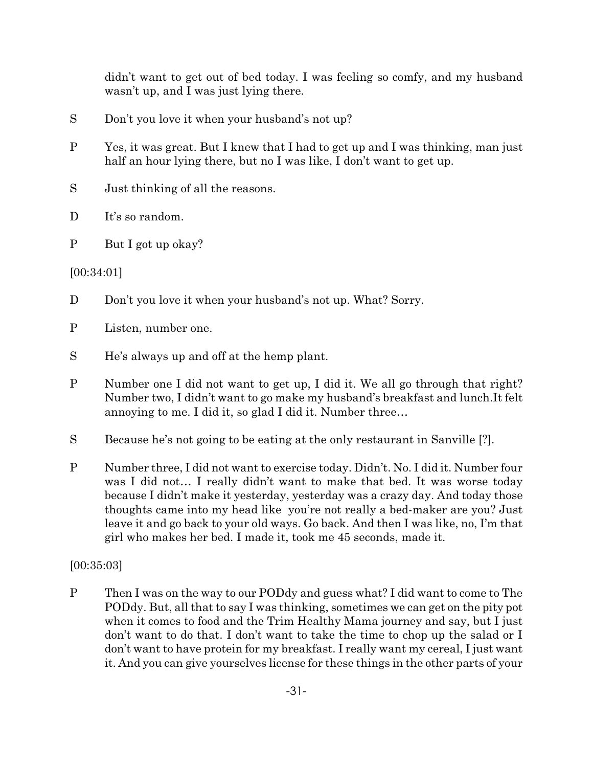didn't want to get out of bed today. I was feeling so comfy, and my husband wasn't up, and I was just lying there.

S Don't you love it when your husband's not up?

P Yes, it was great. But I knew that I had to get up and I was thinking, man just half an hour lying there, but no I was like, I don't want to get up.

S Just thinking of all the reasons.

D It's so random.

P But I got up okay?

[00:34:01]

D Don't you love it when your husband's not up. What? Sorry.

P Listen, number one.

S He's always up and off at the hemp plant.

P Number one I did not want to get up, I did it. We all go through that right? Number two, I didn't want to go make my husband's breakfast and lunch.It felt annoying to me. I did it, so glad I did it. Number three…

S Because he's not going to be eating at the only restaurant in Sanville [?].

P Number three, I did not want to exercise today. Didn't. No. I did it. Number four was I did not… I really didn't want to make that bed. It was worse today because I didn't make it yesterday, yesterday was a crazy day. And today those thoughts came into my head like you're not really a bed-maker are you? Just leave it and go back to your old ways. Go back. And then I was like, no, I'm that girl who makes her bed. I made it, took me 45 seconds, made it.

[00:35:03]

P Then I was on the way to our PODdy and guess what? I did want to come to The PODdy. But, all that to say I was thinking, sometimes we can get on the pity pot when it comes to food and the Trim Healthy Mama journey and say, but I just don't want to do that. I don't want to take the time to chop up the salad or I don't want to have protein for my breakfast. I really want my cereal, I just want it. And you can give yourselves license for these things in the other parts of your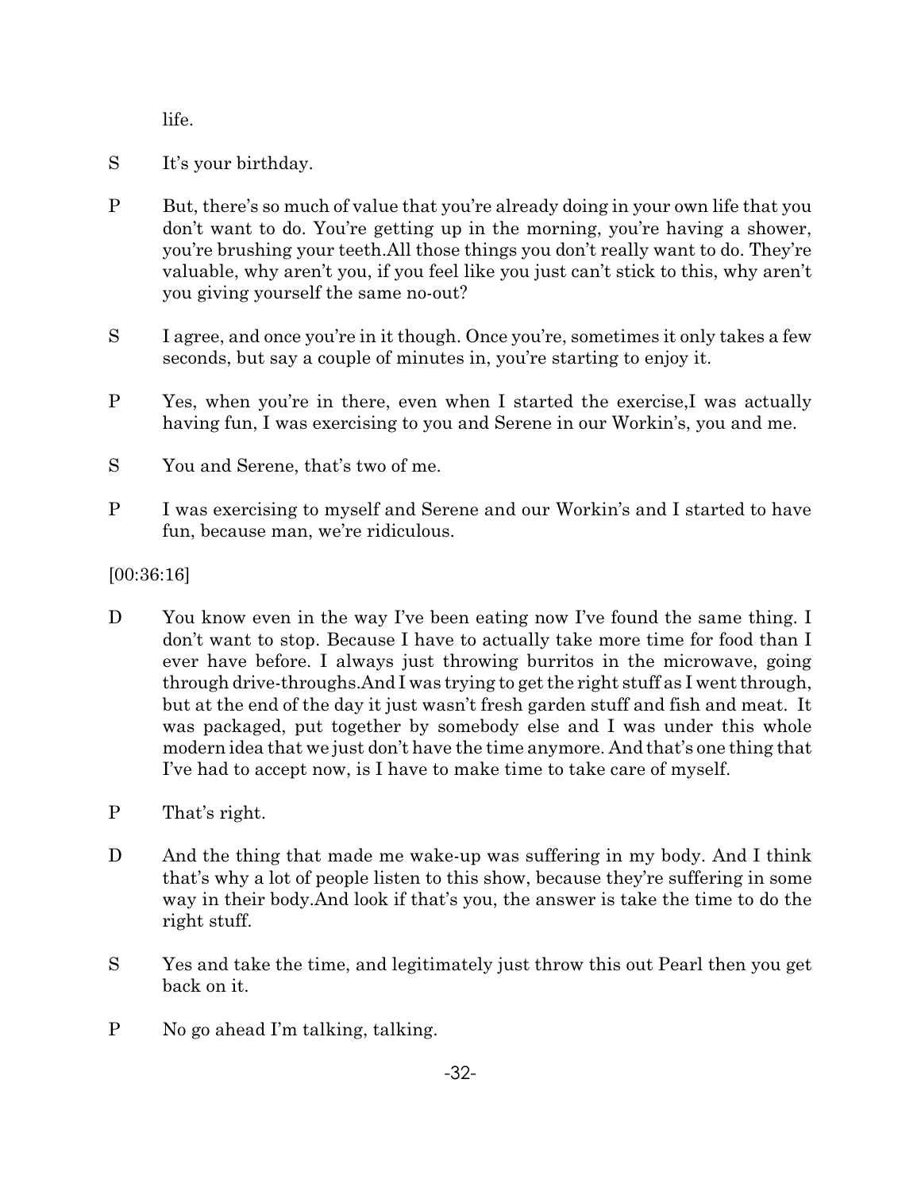life.

S It's your birthday.

P But, there's so much of value that you're already doing in your own life that you don't want to do. You're getting up in the morning, you're having a shower, you're brushing your teeth.All those things you don't really want to do. They're valuable, why aren't you, if you feel like you just can't stick to this, why aren't you giving yourself the same no-out?

S I agree, and once you're in it though. Once you're, sometimes it only takes a few seconds, but say a couple of minutes in, you're starting to enjoy it.

P Yes, when you're in there, even when I started the exercise,I was actually having fun, I was exercising to you and Serene in our Workin's, you and me.

S You and Serene, that's two of me.

P I was exercising to myself and Serene and our Workin's and I started to have fun, because man, we're ridiculous.

[00:36:16]

D You know even in the way I've been eating now I've found the same thing. I don't want to stop. Because I have to actually take more time for food than I ever have before. I always just throwing burritos in the microwave, going through drive-throughs.And I was trying to get the right stuff as I went through, but at the end of the day it just wasn't fresh garden stuff and fish and meat. It was packaged, put together by somebody else and I was under this whole modern idea that we just don't have the time anymore. And that's one thing that I've had to accept now, is I have to make time to take care of myself.

P That's right.

D And the thing that made me wake-up was suffering in my body. And I think that's why a lot of people listen to this show, because they're suffering in some way in their body.And look if that's you, the answer is take the time to do the right stuff.

S Yes and take the time, and legitimately just throw this out Pearl then you get back on it.

P No go ahead I'm talking, talking.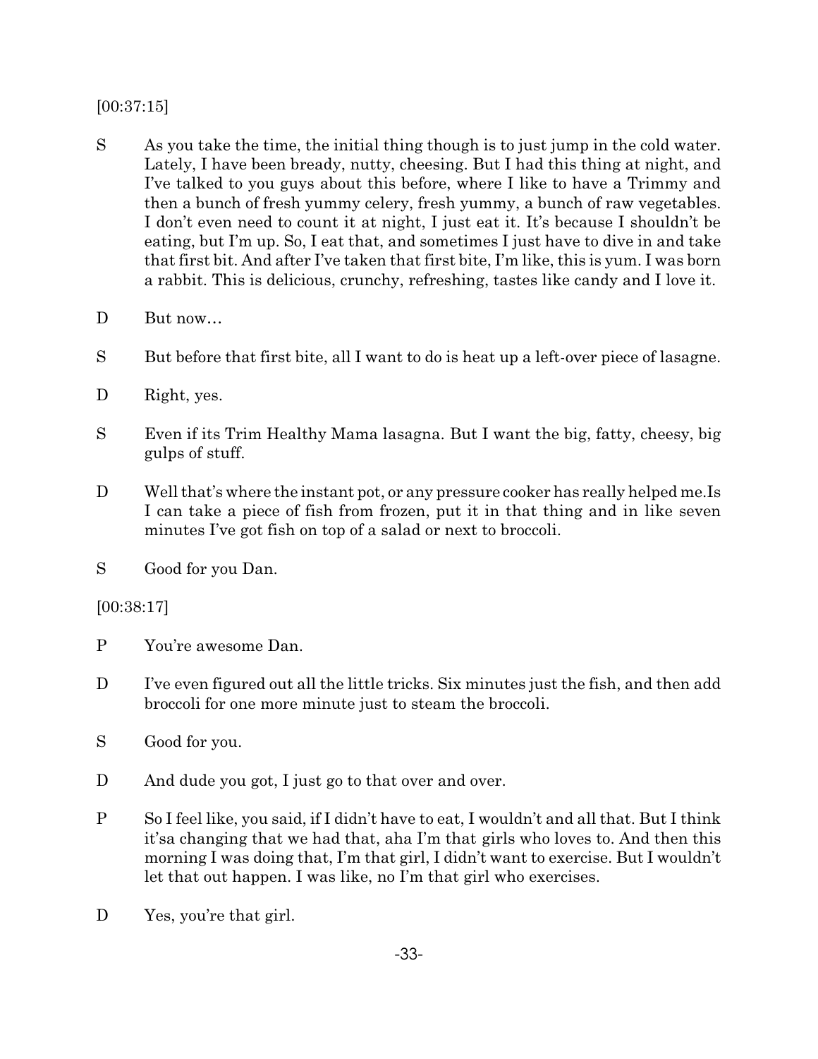[00:37:15]

S As you take the time, the initial thing though is to just jump in the cold water. Lately, I have been bready, nutty, cheesing. But I had this thing at night, and I've talked to you guys about this before, where I like to have a Trimmy and then a bunch of fresh yummy celery, fresh yummy, a bunch of raw vegetables. I don't even need to count it at night, I just eat it. It's because I shouldn't be eating, but I'm up. So, I eat that, and sometimes I just have to dive in and take that first bit. And after I've taken that first bite, I'm like, this is yum. I was born a rabbit. This is delicious, crunchy, refreshing, tastes like candy and I love it.

D But now…

S But before that first bite, all I want to do is heat up a left-over piece of lasagne.

D Right, yes.

S Even if its Trim Healthy Mama lasagna. But I want the big, fatty, cheesy, big gulps of stuff.

D Well that's where the instant pot, or any pressure cooker has really helped me.Is I can take a piece of fish from frozen, put it in that thing and in like seven minutes I've got fish on top of a salad or next to broccoli.

S Good for you Dan.

[00:38:17]

P You're awesome Dan.

D I've even figured out all the little tricks. Six minutes just the fish, and then add broccoli for one more minute just to steam the broccoli.

S Good for you.

D And dude you got, I just go to that over and over.

P So I feel like, you said, if I didn't have to eat, I wouldn't and all that. But I think it'sa changing that we had that, aha I'm that girls who loves to. And then this morning I was doing that, I'm that girl, I didn't want to exercise. But I wouldn't let that out happen. I was like, no I'm that girl who exercises.

D Yes, you're that girl.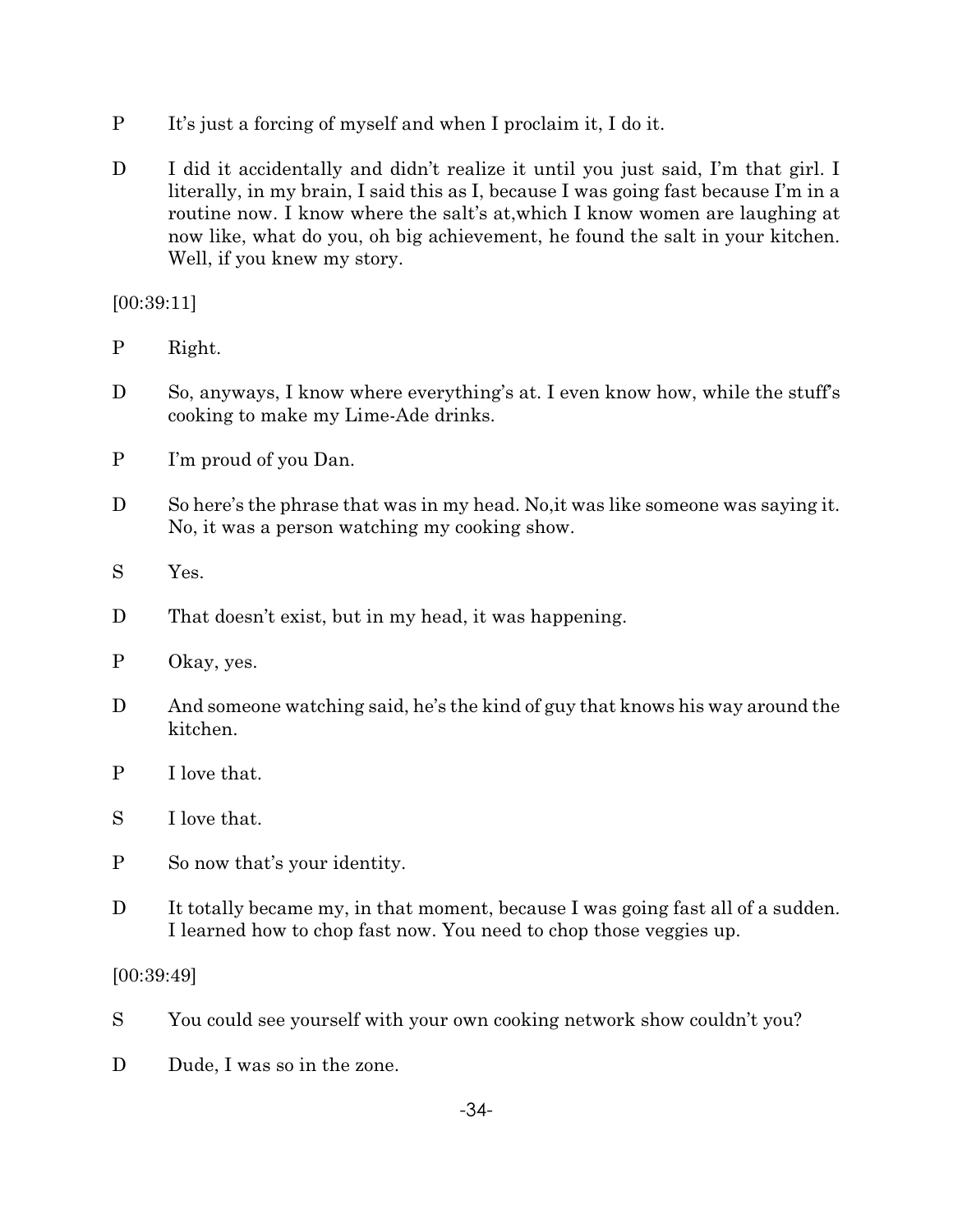P It's just a forcing of myself and when I proclaim it, I do it.

D I did it accidentally and didn't realize it until you just said, I'm that girl. I literally, in my brain, I said this as I, because I was going fast because I'm in a routine now. I know where the salt's at,which I know women are laughing at now like, what do you, oh big achievement, he found the salt in your kitchen. Well, if you knew my story.

[00:39:11]

P Right.

D So, anyways, I know where everything's at. I even know how, while the stuff's cooking to make my Lime-Ade drinks.

P I'm proud of you Dan.

D So here's the phrase that was in my head. No,it was like someone was saying it. No, it was a person watching my cooking show.

S Yes.

D That doesn't exist, but in my head, it was happening.

P Okay, yes.

D And someone watching said, he's the kind of guy that knows his way around the kitchen.

P I love that.

S I love that.

P So now that's your identity.

D It totally became my, in that moment, because I was going fast all of a sudden. I learned how to chop fast now. You need to chop those veggies up.

[00:39:49]

S You could see yourself with your own cooking network show couldn't you?

D Dude, I was so in the zone.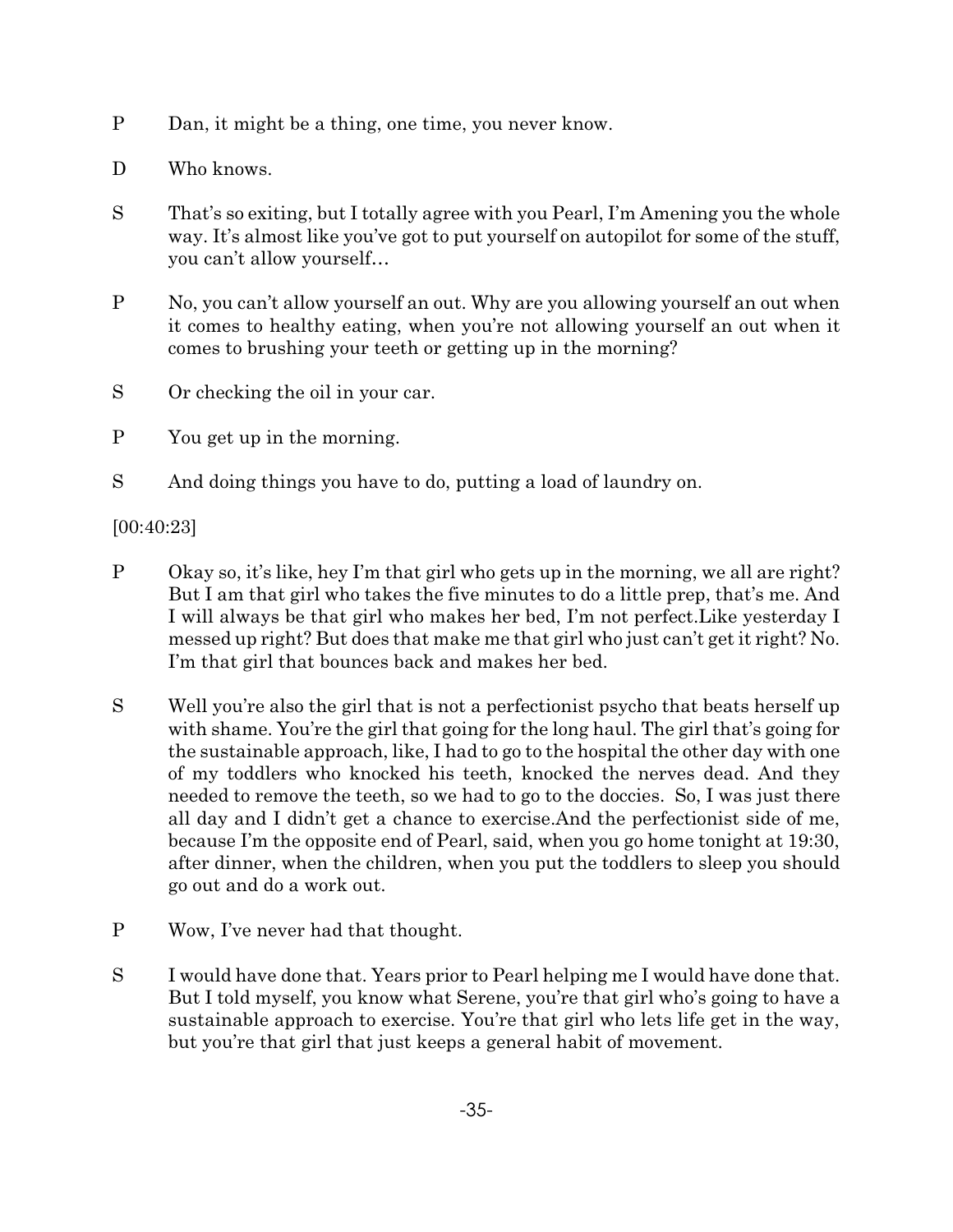P Dan, it might be a thing, one time, you never know.

D Who knows.

S That's so exiting, but I totally agree with you Pearl, I'm Amening you the whole way. It's almost like you've got to put yourself on autopilot for some of the stuff, you can't allow yourself…

P No, you can't allow yourself an out. Why are you allowing yourself an out when it comes to healthy eating, when you're not allowing yourself an out when it comes to brushing your teeth or getting up in the morning?

S Or checking the oil in your car.

P You get up in the morning.

S And doing things you have to do, putting a load of laundry on.

[00:40:23]

P Okay so, it's like, hey I'm that girl who gets up in the morning, we all are right? But I am that girl who takes the five minutes to do a little prep, that's me. And I will always be that girl who makes her bed, I'm not perfect.Like yesterday I messed up right? But does that make me that girl who just can't get it right? No. I'm that girl that bounces back and makes her bed.

S Well you're also the girl that is not a perfectionist psycho that beats herself up with shame. You're the girl that going for the long haul. The girl that's going for the sustainable approach, like, I had to go to the hospital the other day with one of my toddlers who knocked his teeth, knocked the nerves dead. And they needed to remove the teeth, so we had to go to the doccies. So, I was just there all day and I didn't get a chance to exercise.And the perfectionist side of me, because I'm the opposite end of Pearl, said, when you go home tonight at 19:30, after dinner, when the children, when you put the toddlers to sleep you should go out and do a work out.

P Wow, I've never had that thought.

S I would have done that. Years prior to Pearl helping me I would have done that. But I told myself, you know what Serene, you're that girl who's going to have a sustainable approach to exercise. You're that girl who lets life get in the way, but you're that girl that just keeps a general habit of movement.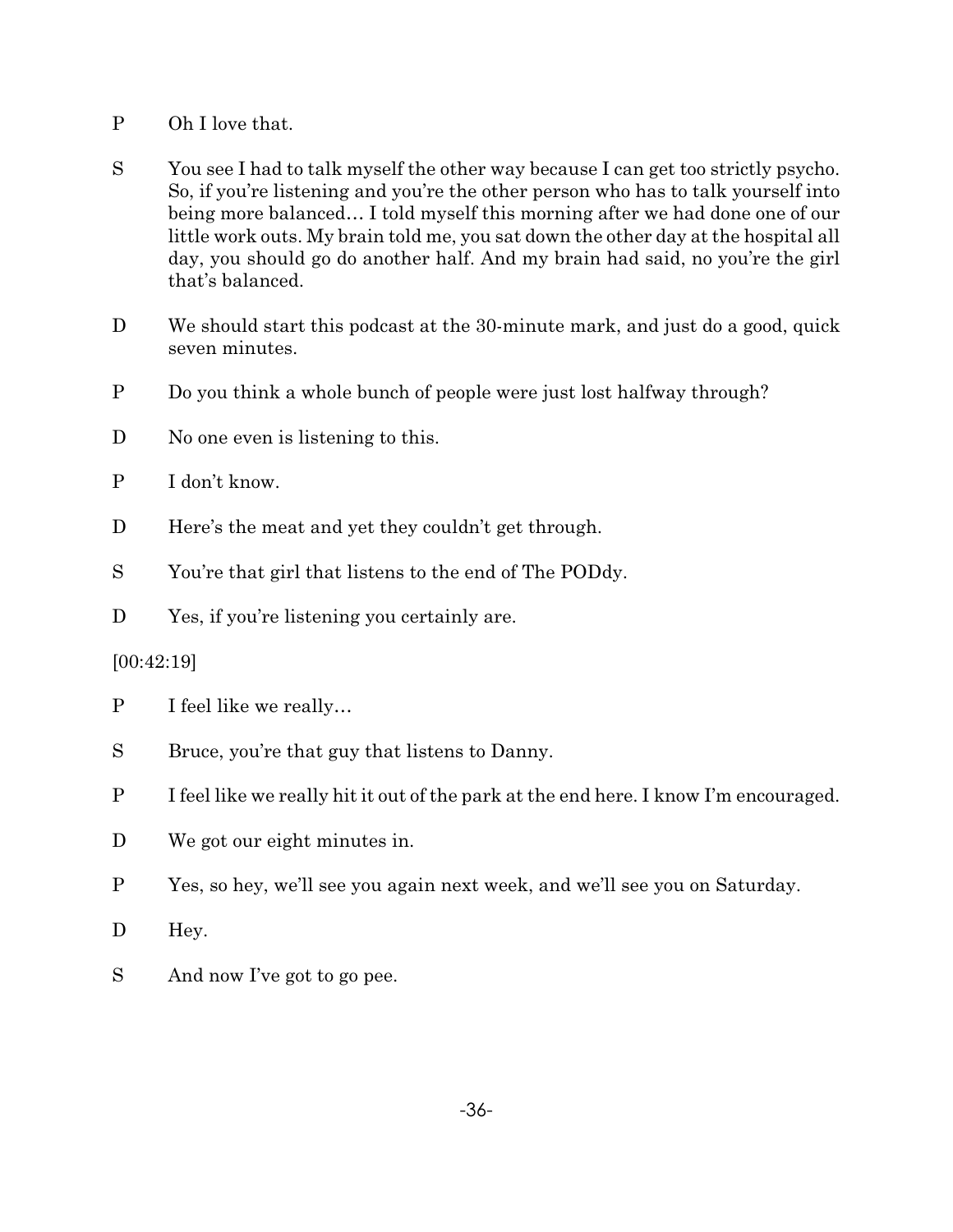P Oh I love that.

S You see I had to talk myself the other way because I can get too strictly psycho. So, if you're listening and you're the other person who has to talk yourself into being more balanced… I told myself this morning after we had done one of our little work outs. My brain told me, you sat down the other day at the hospital all day, you should go do another half. And my brain had said, no you're the girl that's balanced.

D We should start this podcast at the 30-minute mark, and just do a good, quick seven minutes.

P Do you think a whole bunch of people were just lost halfway through?

D No one even is listening to this.

P I don't know.

D Here's the meat and yet they couldn't get through.

S You're that girl that listens to the end of The PODdy.

D Yes, if you're listening you certainly are.

[00:42:19]

P I feel like we really…

S Bruce, you're that guy that listens to Danny.

P I feel like we really hit it out of the park at the end here. I know I'm encouraged.

D We got our eight minutes in.

P Yes, so hey, we'll see you again next week, and we'll see you on Saturday.

D Hey.

S And now I've got to go pee.